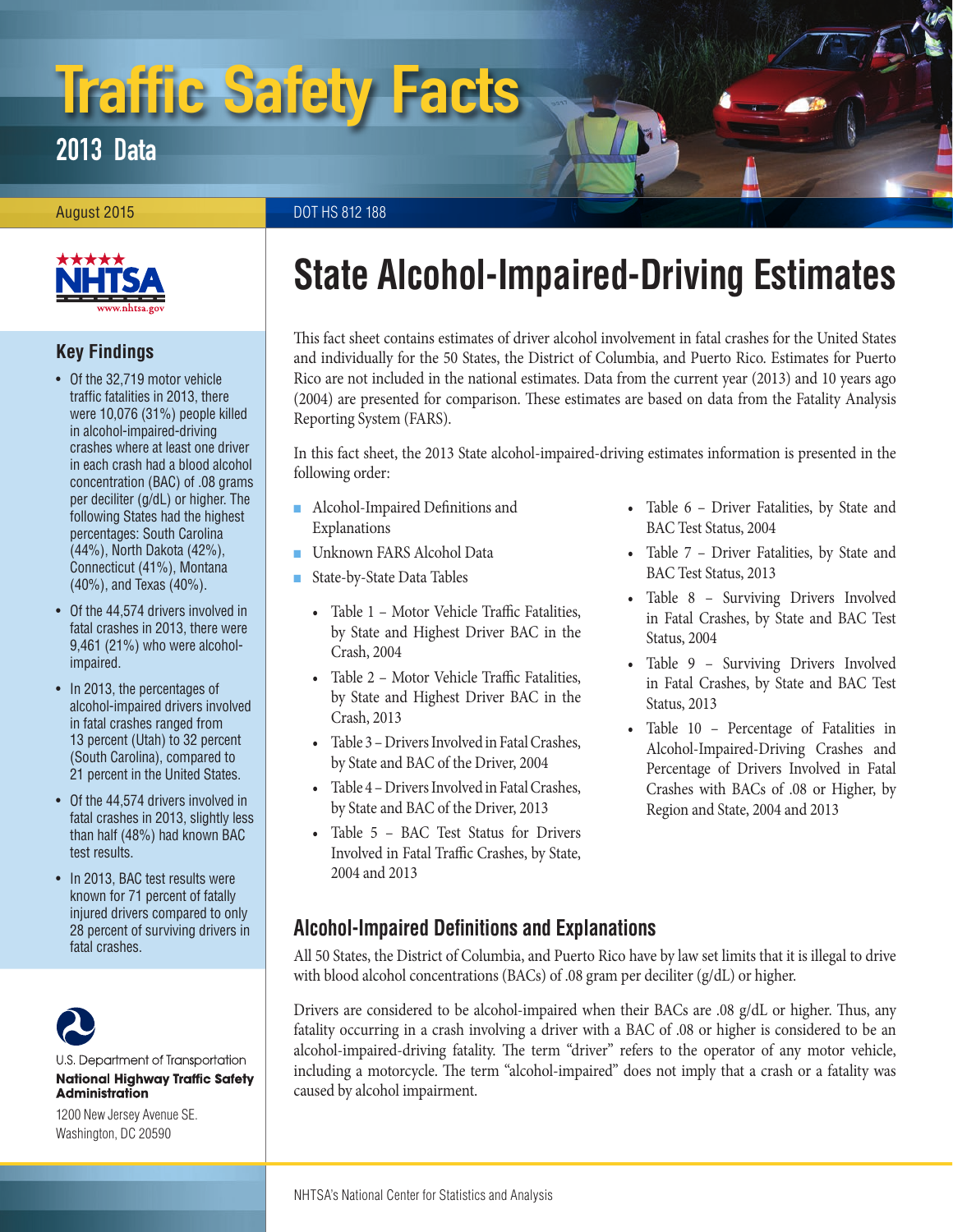# Traffic Safety Facts

## 2013 Data

August 2015 DOT HS 812 188

# State Alcohol-Impaired-Driving Estimates

### Key Findings

- Of the 32,719 motor vehicle traffic fatalities in 2013, there were 10,076 (31%) people killed in alcohol-impaired-driving crashes where at least one driver in each crash had a blood alcohol concentration (BAC) of .08 grams per deciliter (g/dL) or higher. The following States had the highest percentages: South Carolina (44%), North Dakota (42%), Connecticut (41%), Montana (40%), and Texas (40%).
- Of the 44,574 drivers involved in fatal crashes in 2013, there were 9,461 (21%) who were alcohol-impaired.
- In 2013, the percentages of alcohol-impaired drivers involved in fatal crashes ranged from 13 percent (Utah) to 32 percent (South Carolina), compared to 21 percent in the United States.
- Of the 44,574 drivers involved in fatal crashes in 2013, slightly less than half (48%) had known BAC test results.
- In 2013, BAC test results were known for 71 percent of fatally injured drivers compared to only 28 percent of surviving drivers in fatal crashes.

U.S. Department of Transportation
**National Highway Traffic Safety Administration**
1200 New Jersey Avenue SE.
Washington, DC 20590

This fact sheet contains estimates of driver alcohol involvement in fatal crashes for the United States and individually for the 50 States, the District of Columbia, and Puerto Rico. Estimates for Puerto Rico are not included in the national estimates. Data from the current year (2013) and 10 years ago (2004) are presented for comparison. These estimates are based on data from the Fatality Analysis Reporting System (FARS).

In this fact sheet, the 2013 State alcohol-impaired-driving estimates information is presented in the following order:

- Alcohol-Impaired Definitions and Explanations
- Unknown FARS Alcohol Data
- State-by-State Data Tables
  - Table 1 – Motor Vehicle Traffic Fatalities, by State and Highest Driver BAC in the Crash, 2004
  - Table 2 – Motor Vehicle Traffic Fatalities, by State and Highest Driver BAC in the Crash, 2013
  - Table 3 – Drivers Involved in Fatal Crashes, by State and BAC of the Driver, 2004
  - Table 4 – Drivers Involved in Fatal Crashes, by State and BAC of the Driver, 2013
  - Table 5 – BAC Test Status for Drivers Involved in Fatal Traffic Crashes, by State, 2004 and 2013
  - Table 6 – Driver Fatalities, by State and BAC Test Status, 2004
  - Table 7 – Driver Fatalities, by State and BAC Test Status, 2013
  - Table 8 – Surviving Drivers Involved in Fatal Crashes, by State and BAC Test Status, 2004
  - Table 9 – Surviving Drivers Involved in Fatal Crashes, by State and BAC Test Status, 2013
  - Table 10 – Percentage of Fatalities in Alcohol-Impaired-Driving Crashes and Percentage of Drivers Involved in Fatal Crashes with BACs of .08 or Higher, by Region and State, 2004 and 2013

## Alcohol-Impaired Definitions and Explanations

All 50 States, the District of Columbia, and Puerto Rico have by law set limits that it is illegal to drive with blood alcohol concentrations (BACs) of .08 gram per deciliter (g/dL) or higher.

Drivers are considered to be alcohol-impaired when their BACs are .08 g/dL or higher. Thus, any fatality occurring in a crash involving a driver with a BAC of .08 or higher is considered to be an alcohol-impaired-driving fatality. The term “driver” refers to the operator of any motor vehicle, including a motorcycle. The term “alcohol-impaired” does not imply that a crash or a fatality was caused by alcohol impairment.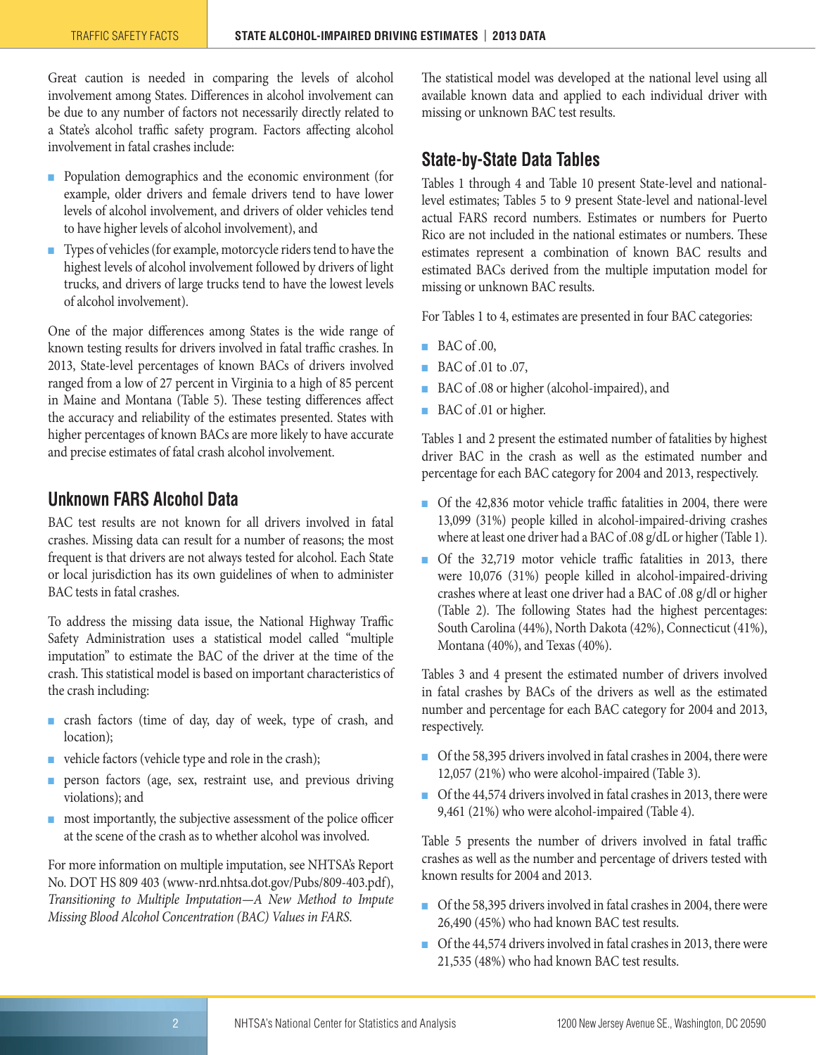Great caution is needed in comparing the levels of alcohol involvement among States. Differences in alcohol involvement can be due to any number of factors not necessarily directly related to a State's alcohol traffic safety program. Factors affecting alcohol involvement in fatal crashes include:

- Population demographics and the economic environment (for example, older drivers and female drivers tend to have lower levels of alcohol involvement, and drivers of older vehicles tend to have higher levels of alcohol involvement), and
- Types of vehicles (for example, motorcycle riders tend to have the highest levels of alcohol involvement followed by drivers of light trucks, and drivers of large trucks tend to have the lowest levels of alcohol involvement).

One of the major differences among States is the wide range of known testing results for drivers involved in fatal traffic crashes. In 2013, State-level percentages of known BACs of drivers involved ranged from a low of 27 percent in Virginia to a high of 85 percent in Maine and Montana (Table 5). These testing differences affect the accuracy and reliability of the estimates presented. States with higher percentages of known BACs are more likely to have accurate and precise estimates of fatal crash alcohol involvement.

## Unknown FARS Alcohol Data

BAC test results are not known for all drivers involved in fatal crashes. Missing data can result for a number of reasons; the most frequent is that drivers are not always tested for alcohol. Each State or local jurisdiction has its own guidelines of when to administer BAC tests in fatal crashes.

To address the missing data issue, the National Highway Traffic Safety Administration uses a statistical model called "multiple imputation" to estimate the BAC of the driver at the time of the crash. This statistical model is based on important characteristics of the crash including:

- crash factors (time of day, day of week, type of crash, and location);
- vehicle factors (vehicle type and role in the crash);
- person factors (age, sex, restraint use, and previous driving violations); and
- most importantly, the subjective assessment of the police officer at the scene of the crash as to whether alcohol was involved.

For more information on multiple imputation, see NHTSA's Report No. DOT HS 809 403 (www-nrd.nhtsa.dot.gov/Pubs/809-403.pdf), *Transitioning to Multiple Imputation—A New Method to Impute Missing Blood Alcohol Concentration (BAC) Values in FARS.*

The statistical model was developed at the national level using all available known data and applied to each individual driver with missing or unknown BAC test results.

## State-by-State Data Tables

Tables 1 through 4 and Table 10 present State-level and national-level estimates; Tables 5 to 9 present State-level and national-level actual FARS record numbers. Estimates or numbers for Puerto Rico are not included in the national estimates or numbers. These estimates represent a combination of known BAC results and estimated BACs derived from the multiple imputation model for missing or unknown BAC results.

For Tables 1 to 4, estimates are presented in four BAC categories:

- BAC of .00,
- BAC of .01 to .07,
- BAC of .08 or higher (alcohol-impaired), and
- BAC of .01 or higher.

Tables 1 and 2 present the estimated number of fatalities by highest driver BAC in the crash as well as the estimated number and percentage for each BAC category for 2004 and 2013, respectively.

- Of the 42,836 motor vehicle traffic fatalities in 2004, there were 13,099 (31%) people killed in alcohol-impaired-driving crashes where at least one driver had a BAC of .08 g/dL or higher (Table 1).
- Of the 32,719 motor vehicle traffic fatalities in 2013, there were 10,076 (31%) people killed in alcohol-impaired-driving crashes where at least one driver had a BAC of .08 g/dl or higher (Table 2). The following States had the highest percentages: South Carolina (44%), North Dakota (42%), Connecticut (41%), Montana (40%), and Texas (40%).

Tables 3 and 4 present the estimated number of drivers involved in fatal crashes by BACs of the drivers as well as the estimated number and percentage for each BAC category for 2004 and 2013, respectively.

- Of the 58,395 drivers involved in fatal crashes in 2004, there were 12,057 (21%) who were alcohol-impaired (Table 3).
- Of the 44,574 drivers involved in fatal crashes in 2013, there were 9,461 (21%) who were alcohol-impaired (Table 4).

Table 5 presents the number of drivers involved in fatal traffic crashes as well as the number and percentage of drivers tested with known results for 2004 and 2013.

- Of the 58,395 drivers involved in fatal crashes in 2004, there were 26,490 (45%) who had known BAC test results.
- Of the 44,574 drivers involved in fatal crashes in 2013, there were 21,535 (48%) who had known BAC test results.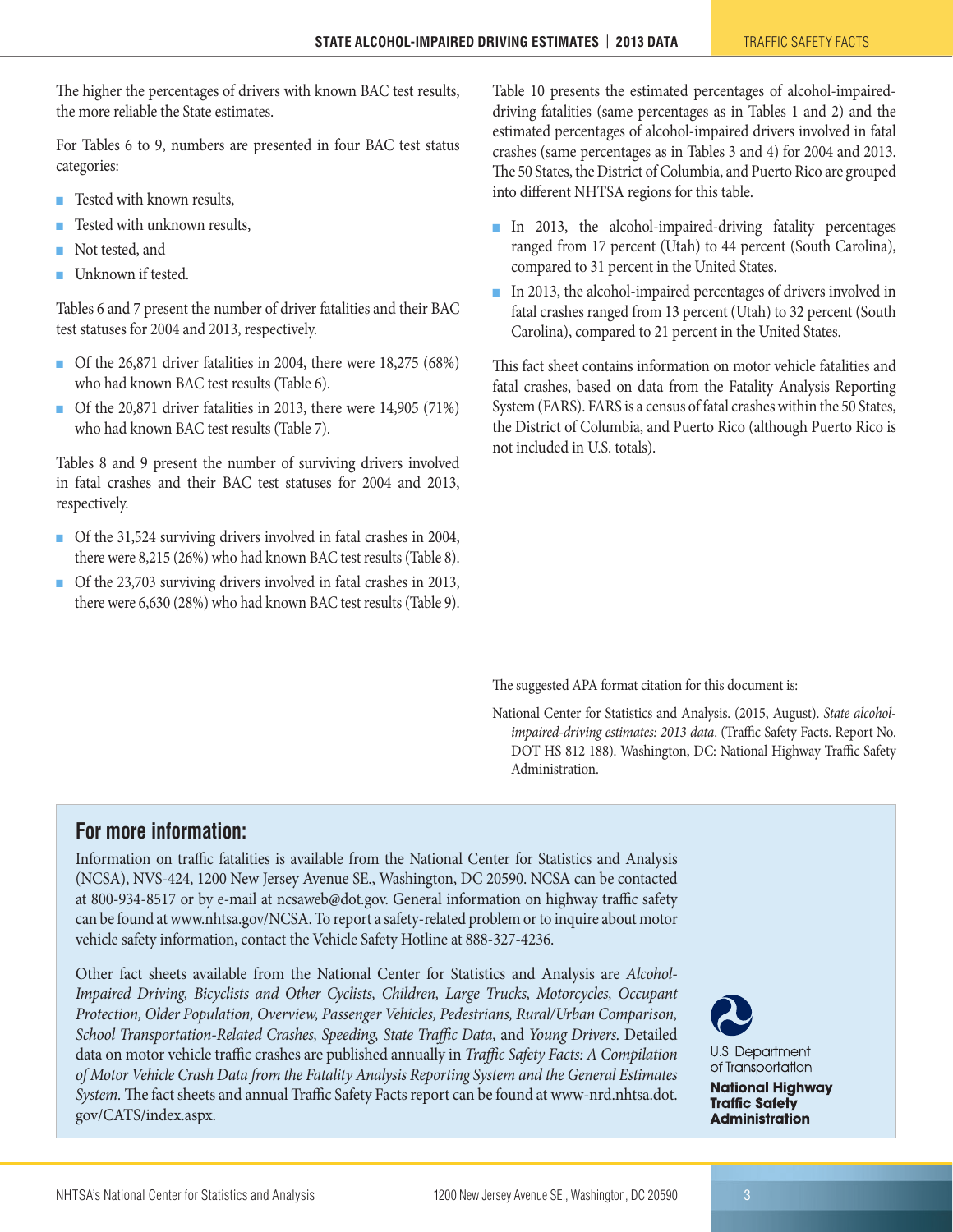The higher the percentages of drivers with known BAC test results, the more reliable the State estimates.

For Tables 6 to 9, numbers are presented in four BAC test status categories:

- Tested with known results,
- Tested with unknown results,
- Not tested, and
- Unknown if tested.

Tables 6 and 7 present the number of driver fatalities and their BAC test statuses for 2004 and 2013, respectively.

- Of the 26,871 driver fatalities in 2004, there were 18,275 (68%) who had known BAC test results (Table 6).
- Of the 20,871 driver fatalities in 2013, there were 14,905 (71%) who had known BAC test results (Table 7).

Tables 8 and 9 present the number of surviving drivers involved in fatal crashes and their BAC test statuses for 2004 and 2013, respectively.

- Of the 31,524 surviving drivers involved in fatal crashes in 2004, there were 8,215 (26%) who had known BAC test results (Table 8).
- Of the 23,703 surviving drivers involved in fatal crashes in 2013, there were 6,630 (28%) who had known BAC test results (Table 9).

Table 10 presents the estimated percentages of alcohol-impaired-driving fatalities (same percentages as in Tables 1 and 2) and the estimated percentages of alcohol-impaired drivers involved in fatal crashes (same percentages as in Tables 3 and 4) for 2004 and 2013. The 50 States, the District of Columbia, and Puerto Rico are grouped into different NHTSA regions for this table.

- In 2013, the alcohol-impaired-driving fatality percentages ranged from 17 percent (Utah) to 44 percent (South Carolina), compared to 31 percent in the United States.
- In 2013, the alcohol-impaired percentages of drivers involved in fatal crashes ranged from 13 percent (Utah) to 32 percent (South Carolina), compared to 21 percent in the United States.

This fact sheet contains information on motor vehicle fatalities and fatal crashes, based on data from the Fatality Analysis Reporting System (FARS). FARS is a census of fatal crashes within the 50 States, the District of Columbia, and Puerto Rico (although Puerto Rico is not included in U.S. totals).

The suggested APA format citation for this document is:

National Center for Statistics and Analysis. (2015, August). *State alcohol-impaired-driving estimates: 2013 data*. (Traffic Safety Facts. Report No. DOT HS 812 188). Washington, DC: National Highway Traffic Safety Administration.

## For more information:

Information on traffic fatalities is available from the National Center for Statistics and Analysis (NCSA), NVS-424, 1200 New Jersey Avenue SE., Washington, DC 20590. NCSA can be contacted at 800-934-8517 or by e-mail at ncsaweb@dot.gov. General information on highway traffic safety can be found at www.nhtsa.gov/NCSA. To report a safety-related problem or to inquire about motor vehicle safety information, contact the Vehicle Safety Hotline at 888-327-4236.

Other fact sheets available from the National Center for Statistics and Analysis are *Alcohol-Impaired Driving, Bicyclists and Other Cyclists, Children, Large Trucks, Motorcycles, Occupant Protection, Older Population, Overview, Passenger Vehicles, Pedestrians, Rural/Urban Comparison, School Transportation-Related Crashes, Speeding, State Traffic Data,* and *Young Drivers.* Detailed data on motor vehicle traffic crashes are published annually in *Traffic Safety Facts: A Compilation of Motor Vehicle Crash Data from the Fatality Analysis Reporting System and the General Estimates System.* The fact sheets and annual Traffic Safety Facts report can be found at www-nrd.nhtsa.dot.gov/CATS/index.aspx.

U.S. Department of Transportation
**National Highway Traffic Safety Administration**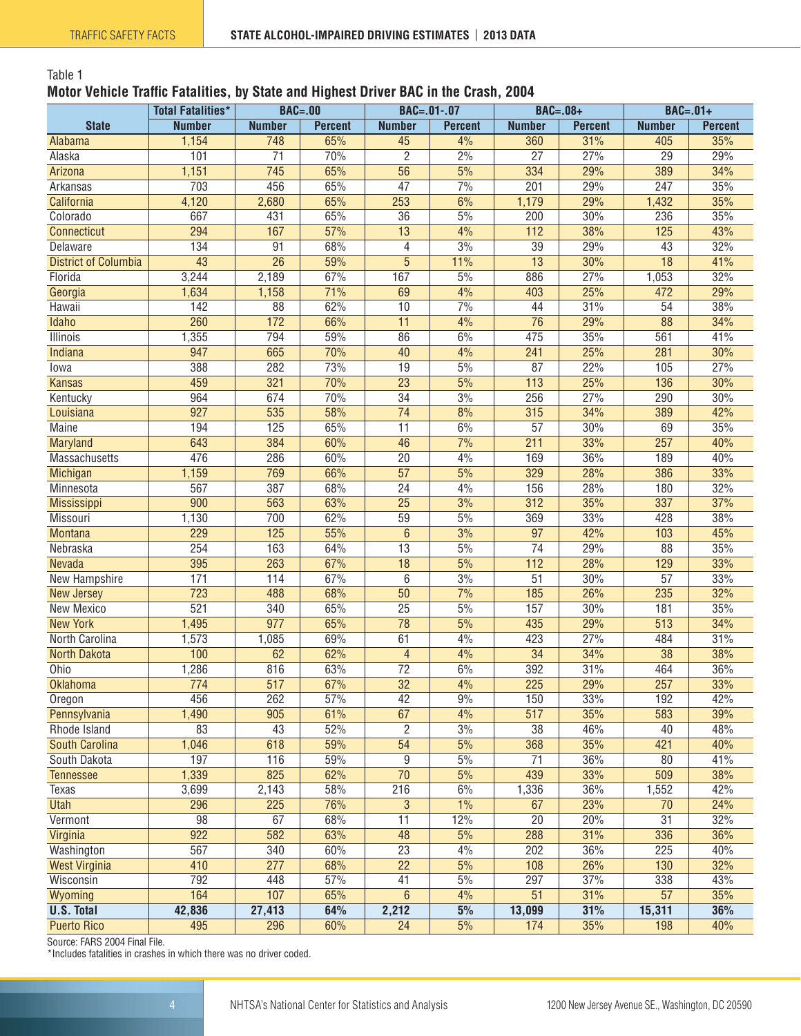Table 1

**Motor Vehicle Traffic Fatalities, by State and Highest Driver BAC in the Crash, 2004**

| | Total Fatalities* | BAC=.00 | | BAC=.01-.07 | | BAC=.08+ | | BAC=.01+ | |
|---|---|---|---|---|---|---|---|---|---|
| **State** | **Number** | **Number** | **Percent** | **Number** | **Percent** | **Number** | **Percent** | **Number** | **Percent** |
| Alabama | 1,154 | 748 | 65% | 45 | 4% | 360 | 31% | 405 | 35% |
| Alaska | 101 | 71 | 70% | 2 | 2% | 27 | 27% | 29 | 29% |
| Arizona | 1,151 | 745 | 65% | 56 | 5% | 334 | 29% | 389 | 34% |
| Arkansas | 703 | 456 | 65% | 47 | 7% | 201 | 29% | 247 | 35% |
| California | 4,120 | 2,680 | 65% | 253 | 6% | 1,179 | 29% | 1,432 | 35% |
| Colorado | 667 | 431 | 65% | 36 | 5% | 200 | 30% | 236 | 35% |
| Connecticut | 294 | 167 | 57% | 13 | 4% | 112 | 38% | 125 | 43% |
| Delaware | 134 | 91 | 68% | 4 | 3% | 39 | 29% | 43 | 32% |
| District of Columbia | 43 | 26 | 59% | 5 | 11% | 13 | 30% | 18 | 41% |
| Florida | 3,244 | 2,189 | 67% | 167 | 5% | 886 | 27% | 1,053 | 32% |
| Georgia | 1,634 | 1,158 | 71% | 69 | 4% | 403 | 25% | 472 | 29% |
| Hawaii | 142 | 88 | 62% | 10 | 7% | 44 | 31% | 54 | 38% |
| Idaho | 260 | 172 | 66% | 11 | 4% | 76 | 29% | 88 | 34% |
| Illinois | 1,355 | 794 | 59% | 86 | 6% | 475 | 35% | 561 | 41% |
| Indiana | 947 | 665 | 70% | 40 | 4% | 241 | 25% | 281 | 30% |
| Iowa | 388 | 282 | 73% | 19 | 5% | 87 | 22% | 105 | 27% |
| Kansas | 459 | 321 | 70% | 23 | 5% | 113 | 25% | 136 | 30% |
| Kentucky | 964 | 674 | 70% | 34 | 3% | 256 | 27% | 290 | 30% |
| Louisiana | 927 | 535 | 58% | 74 | 8% | 315 | 34% | 389 | 42% |
| Maine | 194 | 125 | 65% | 11 | 6% | 57 | 30% | 69 | 35% |
| Maryland | 643 | 384 | 60% | 46 | 7% | 211 | 33% | 257 | 40% |
| Massachusetts | 476 | 286 | 60% | 20 | 4% | 169 | 36% | 189 | 40% |
| Michigan | 1,159 | 769 | 66% | 57 | 5% | 329 | 28% | 386 | 33% |
| Minnesota | 567 | 387 | 68% | 24 | 4% | 156 | 28% | 180 | 32% |
| Mississippi | 900 | 563 | 63% | 25 | 3% | 312 | 35% | 337 | 37% |
| Missouri | 1,130 | 700 | 62% | 59 | 5% | 369 | 33% | 428 | 38% |
| Montana | 229 | 125 | 55% | 6 | 3% | 97 | 42% | 103 | 45% |
| Nebraska | 254 | 163 | 64% | 13 | 5% | 74 | 29% | 88 | 35% |
| Nevada | 395 | 263 | 67% | 18 | 5% | 112 | 28% | 129 | 33% |
| New Hampshire | 171 | 114 | 67% | 6 | 3% | 51 | 30% | 57 | 33% |
| New Jersey | 723 | 488 | 68% | 50 | 7% | 185 | 26% | 235 | 32% |
| New Mexico | 521 | 340 | 65% | 25 | 5% | 157 | 30% | 181 | 35% |
| New York | 1,495 | 977 | 65% | 78 | 5% | 435 | 29% | 513 | 34% |
| North Carolina | 1,573 | 1,085 | 69% | 61 | 4% | 423 | 27% | 484 | 31% |
| North Dakota | 100 | 62 | 62% | 4 | 4% | 34 | 34% | 38 | 38% |
| Ohio | 1,286 | 816 | 63% | 72 | 6% | 392 | 31% | 464 | 36% |
| Oklahoma | 774 | 517 | 67% | 32 | 4% | 225 | 29% | 257 | 33% |
| Oregon | 456 | 262 | 57% | 42 | 9% | 150 | 33% | 192 | 42% |
| Pennsylvania | 1,490 | 905 | 61% | 67 | 4% | 517 | 35% | 583 | 39% |
| Rhode Island | 83 | 43 | 52% | 2 | 3% | 38 | 46% | 40 | 48% |
| South Carolina | 1,046 | 618 | 59% | 54 | 5% | 368 | 35% | 421 | 40% |
| South Dakota | 197 | 116 | 59% | 9 | 5% | 71 | 36% | 80 | 41% |
| Tennessee | 1,339 | 825 | 62% | 70 | 5% | 439 | 33% | 509 | 38% |
| Texas | 3,699 | 2,143 | 58% | 216 | 6% | 1,336 | 36% | 1,552 | 42% |
| Utah | 296 | 225 | 76% | 3 | 1% | 67 | 23% | 70 | 24% |
| Vermont | 98 | 67 | 68% | 11 | 12% | 20 | 20% | 31 | 32% |
| Virginia | 922 | 582 | 63% | 48 | 5% | 288 | 31% | 336 | 36% |
| Washington | 567 | 340 | 60% | 23 | 4% | 202 | 36% | 225 | 40% |
| West Virginia | 410 | 277 | 68% | 22 | 5% | 108 | 26% | 130 | 32% |
| Wisconsin | 792 | 448 | 57% | 41 | 5% | 297 | 37% | 338 | 43% |
| Wyoming | 164 | 107 | 65% | 6 | 4% | 51 | 31% | 57 | 35% |
| **U.S. Total** | **42,836** | **27,413** | **64%** | **2,212** | **5%** | **13,099** | **31%** | **15,311** | **36%** |
| Puerto Rico | 495 | 296 | 60% | 24 | 5% | 174 | 35% | 198 | 40% |

Source: FARS 2004 Final File.

*Includes fatalities in crashes in which there was no driver coded.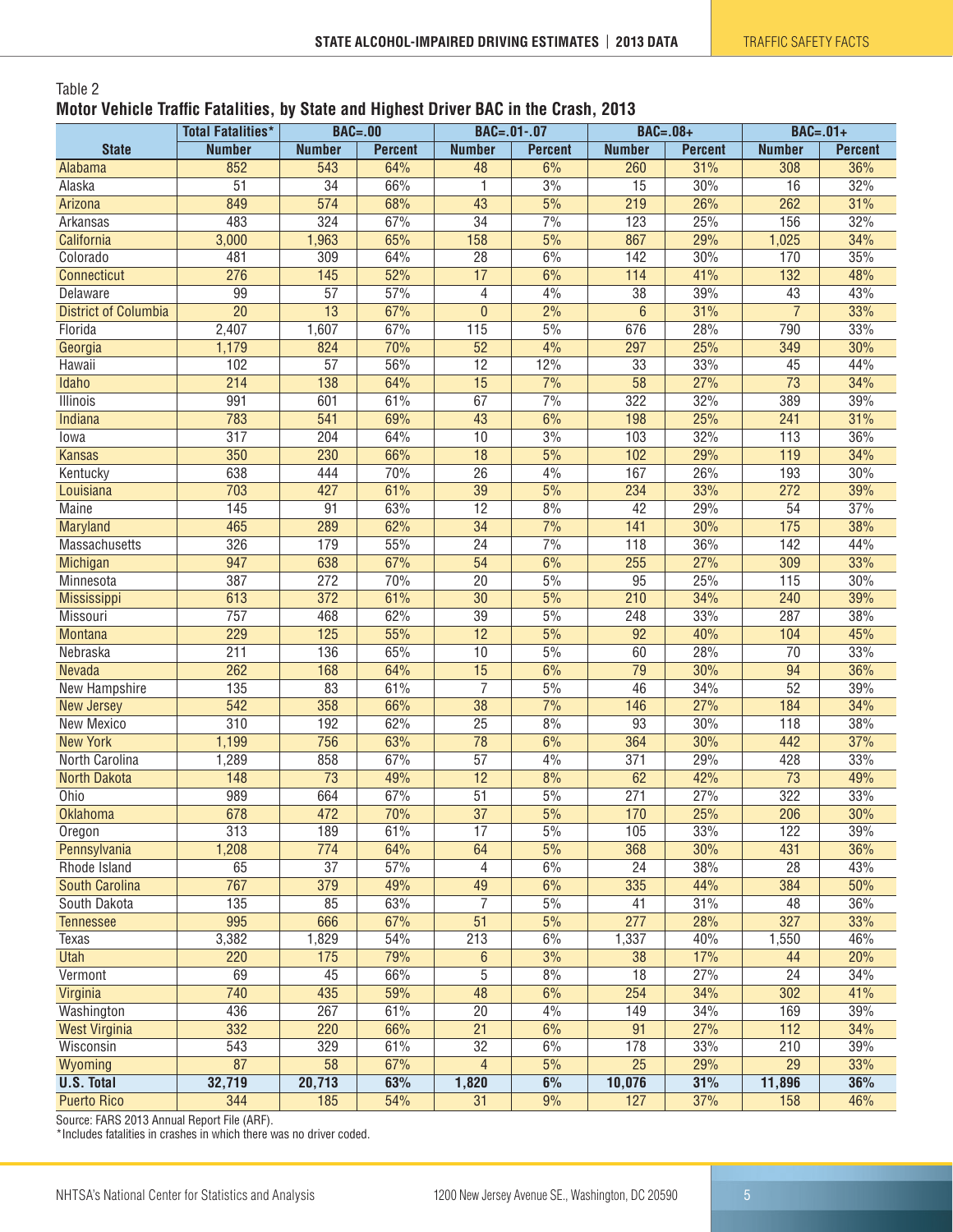Table 2

**Motor Vehicle Traffic Fatalities, by State and Highest Driver BAC in the Crash, 2013**

| State | Total Fatalities* | BAC=.00 | | BAC=.01-.07 | | BAC=.08+ | | BAC=.01+ | |
|---|---|---|---|---|---|---|---|---|---|
| | Number | Number | Percent | Number | Percent | Number | Percent | Number | Percent |
| Alabama | 852 | 543 | 64% | 48 | 6% | 260 | 31% | 308 | 36% |
| Alaska | 51 | 34 | 66% | 1 | 3% | 15 | 30% | 16 | 32% |
| Arizona | 849 | 574 | 68% | 43 | 5% | 219 | 26% | 262 | 31% |
| Arkansas | 483 | 324 | 67% | 34 | 7% | 123 | 25% | 156 | 32% |
| California | 3,000 | 1,963 | 65% | 158 | 5% | 867 | 29% | 1,025 | 34% |
| Colorado | 481 | 309 | 64% | 28 | 6% | 142 | 30% | 170 | 35% |
| Connecticut | 276 | 145 | 52% | 17 | 6% | 114 | 41% | 132 | 48% |
| Delaware | 99 | 57 | 57% | 4 | 4% | 38 | 39% | 43 | 43% |
| District of Columbia | 20 | 13 | 67% | 0 | 2% | 6 | 31% | 7 | 33% |
| Florida | 2,407 | 1,607 | 67% | 115 | 5% | 676 | 28% | 790 | 33% |
| Georgia | 1,179 | 824 | 70% | 52 | 4% | 297 | 25% | 349 | 30% |
| Hawaii | 102 | 57 | 56% | 12 | 12% | 33 | 33% | 45 | 44% |
| Idaho | 214 | 138 | 64% | 15 | 7% | 58 | 27% | 73 | 34% |
| Illinois | 991 | 601 | 61% | 67 | 7% | 322 | 32% | 389 | 39% |
| Indiana | 783 | 541 | 69% | 43 | 6% | 198 | 25% | 241 | 31% |
| Iowa | 317 | 204 | 64% | 10 | 3% | 103 | 32% | 113 | 36% |
| Kansas | 350 | 230 | 66% | 18 | 5% | 102 | 29% | 119 | 34% |
| Kentucky | 638 | 444 | 70% | 26 | 4% | 167 | 26% | 193 | 30% |
| Louisiana | 703 | 427 | 61% | 39 | 5% | 234 | 33% | 272 | 39% |
| Maine | 145 | 91 | 63% | 12 | 8% | 42 | 29% | 54 | 37% |
| Maryland | 465 | 289 | 62% | 34 | 7% | 141 | 30% | 175 | 38% |
| Massachusetts | 326 | 179 | 55% | 24 | 7% | 118 | 36% | 142 | 44% |
| Michigan | 947 | 638 | 67% | 54 | 6% | 255 | 27% | 309 | 33% |
| Minnesota | 387 | 272 | 70% | 20 | 5% | 95 | 25% | 115 | 30% |
| Mississippi | 613 | 372 | 61% | 30 | 5% | 210 | 34% | 240 | 39% |
| Missouri | 757 | 468 | 62% | 39 | 5% | 248 | 33% | 287 | 38% |
| Montana | 229 | 125 | 55% | 12 | 5% | 92 | 40% | 104 | 45% |
| Nebraska | 211 | 136 | 65% | 10 | 5% | 60 | 28% | 70 | 33% |
| Nevada | 262 | 168 | 64% | 15 | 6% | 79 | 30% | 94 | 36% |
| New Hampshire | 135 | 83 | 61% | 7 | 5% | 46 | 34% | 52 | 39% |
| New Jersey | 542 | 358 | 66% | 38 | 7% | 146 | 27% | 184 | 34% |
| New Mexico | 310 | 192 | 62% | 25 | 8% | 93 | 30% | 118 | 38% |
| New York | 1,199 | 756 | 63% | 78 | 6% | 364 | 30% | 442 | 37% |
| North Carolina | 1,289 | 858 | 67% | 57 | 4% | 371 | 29% | 428 | 33% |
| North Dakota | 148 | 73 | 49% | 12 | 8% | 62 | 42% | 73 | 49% |
| Ohio | 989 | 664 | 67% | 51 | 5% | 271 | 27% | 322 | 33% |
| Oklahoma | 678 | 472 | 70% | 37 | 5% | 170 | 25% | 206 | 30% |
| Oregon | 313 | 189 | 61% | 17 | 5% | 105 | 33% | 122 | 39% |
| Pennsylvania | 1,208 | 774 | 64% | 64 | 5% | 368 | 30% | 431 | 36% |
| Rhode Island | 65 | 37 | 57% | 4 | 6% | 24 | 38% | 28 | 43% |
| South Carolina | 767 | 379 | 49% | 49 | 6% | 335 | 44% | 384 | 50% |
| South Dakota | 135 | 85 | 63% | 7 | 5% | 41 | 31% | 48 | 36% |
| Tennessee | 995 | 666 | 67% | 51 | 5% | 277 | 28% | 327 | 33% |
| Texas | 3,382 | 1,829 | 54% | 213 | 6% | 1,337 | 40% | 1,550 | 46% |
| Utah | 220 | 175 | 79% | 6 | 3% | 38 | 17% | 44 | 20% |
| Vermont | 69 | 45 | 66% | 5 | 8% | 18 | 27% | 24 | 34% |
| Virginia | 740 | 435 | 59% | 48 | 6% | 254 | 34% | 302 | 41% |
| Washington | 436 | 267 | 61% | 20 | 4% | 149 | 34% | 169 | 39% |
| West Virginia | 332 | 220 | 66% | 21 | 6% | 91 | 27% | 112 | 34% |
| Wisconsin | 543 | 329 | 61% | 32 | 6% | 178 | 33% | 210 | 39% |
| Wyoming | 87 | 58 | 67% | 4 | 5% | 25 | 29% | 29 | 33% |
| **U.S. Total** | **32,719** | **20,713** | **63%** | **1,820** | **6%** | **10,076** | **31%** | **11,896** | **36%** |
| Puerto Rico | 344 | 185 | 54% | 31 | 9% | 127 | 37% | 158 | 46% |

Source: FARS 2013 Annual Report File (ARF).

*Includes fatalities in crashes in which there was no driver coded.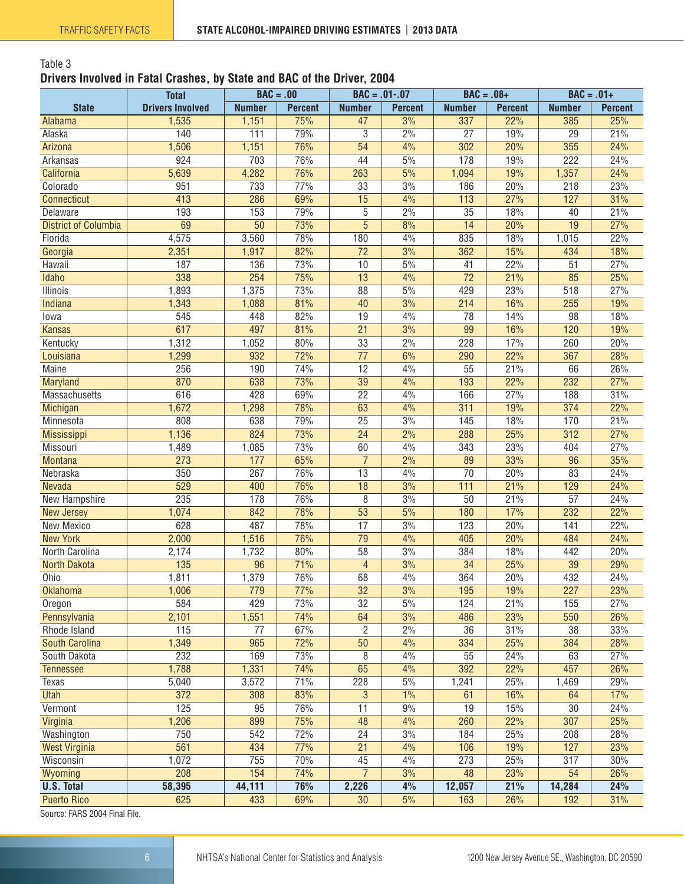Table 3

**Drivers Involved in Fatal Crashes, by State and BAC of the Driver, 2004**

| State | Total Drivers Involved | BAC = .00 | | BAC = .01-.07 | | BAC = .08+ | | BAC = .01+ | |
|---|---|---|---|---|---|---|---|---|---|
| | | Number | Percent | Number | Percent | Number | Percent | Number | Percent |
| Alabama | 1,535 | 1,151 | 75% | 47 | 3% | 337 | 22% | 385 | 25% |
| Alaska | 140 | 111 | 79% | 3 | 2% | 27 | 19% | 29 | 21% |
| Arizona | 1,506 | 1,151 | 76% | 54 | 4% | 302 | 20% | 355 | 24% |
| Arkansas | 924 | 703 | 76% | 44 | 5% | 178 | 19% | 222 | 24% |
| California | 5,639 | 4,282 | 76% | 263 | 5% | 1,094 | 19% | 1,357 | 24% |
| Colorado | 951 | 733 | 77% | 33 | 3% | 186 | 20% | 218 | 23% |
| Connecticut | 413 | 286 | 69% | 15 | 4% | 113 | 27% | 127 | 31% |
| Delaware | 193 | 153 | 79% | 5 | 2% | 35 | 18% | 40 | 21% |
| District of Columbia | 69 | 50 | 73% | 5 | 8% | 14 | 20% | 19 | 27% |
| Florida | 4,575 | 3,560 | 78% | 180 | 4% | 835 | 18% | 1,015 | 22% |
| Georgia | 2,351 | 1,917 | 82% | 72 | 3% | 362 | 15% | 434 | 18% |
| Hawaii | 187 | 136 | 73% | 10 | 5% | 41 | 22% | 51 | 27% |
| Idaho | 338 | 254 | 75% | 13 | 4% | 72 | 21% | 85 | 25% |
| Illinois | 1,893 | 1,375 | 73% | 88 | 5% | 429 | 23% | 518 | 27% |
| Indiana | 1,343 | 1,088 | 81% | 40 | 3% | 214 | 16% | 255 | 19% |
| Iowa | 545 | 448 | 82% | 19 | 4% | 78 | 14% | 98 | 18% |
| Kansas | 617 | 497 | 81% | 21 | 3% | 99 | 16% | 120 | 19% |
| Kentucky | 1,312 | 1,052 | 80% | 33 | 2% | 228 | 17% | 260 | 20% |
| Louisiana | 1,299 | 932 | 72% | 77 | 6% | 290 | 22% | 367 | 28% |
| Maine | 256 | 190 | 74% | 12 | 4% | 55 | 21% | 66 | 26% |
| Maryland | 870 | 638 | 73% | 39 | 4% | 193 | 22% | 232 | 27% |
| Massachusetts | 616 | 428 | 69% | 22 | 4% | 166 | 27% | 188 | 31% |
| Michigan | 1,672 | 1,298 | 78% | 63 | 4% | 311 | 19% | 374 | 22% |
| Minnesota | 808 | 638 | 79% | 25 | 3% | 145 | 18% | 170 | 21% |
| Mississippi | 1,136 | 824 | 73% | 24 | 2% | 288 | 25% | 312 | 27% |
| Missouri | 1,489 | 1,085 | 73% | 60 | 4% | 343 | 23% | 404 | 27% |
| Montana | 273 | 177 | 65% | 7 | 2% | 89 | 33% | 96 | 35% |
| Nebraska | 350 | 267 | 76% | 13 | 4% | 70 | 20% | 83 | 24% |
| Nevada | 529 | 400 | 76% | 18 | 3% | 111 | 21% | 129 | 24% |
| New Hampshire | 235 | 178 | 76% | 8 | 3% | 50 | 21% | 57 | 24% |
| New Jersey | 1,074 | 842 | 78% | 53 | 5% | 180 | 17% | 232 | 22% |
| New Mexico | 628 | 487 | 78% | 17 | 3% | 123 | 20% | 141 | 22% |
| New York | 2,000 | 1,516 | 76% | 79 | 4% | 405 | 20% | 484 | 24% |
| North Carolina | 2,174 | 1,732 | 80% | 58 | 3% | 384 | 18% | 442 | 20% |
| North Dakota | 135 | 96 | 71% | 4 | 3% | 34 | 25% | 39 | 29% |
| Ohio | 1,811 | 1,379 | 76% | 68 | 4% | 364 | 20% | 432 | 24% |
| Oklahoma | 1,006 | 779 | 77% | 32 | 3% | 195 | 19% | 227 | 23% |
| Oregon | 584 | 429 | 73% | 32 | 5% | 124 | 21% | 155 | 27% |
| Pennsylvania | 2,101 | 1,551 | 74% | 64 | 3% | 486 | 23% | 550 | 26% |
| Rhode Island | 115 | 77 | 67% | 2 | 2% | 36 | 31% | 38 | 33% |
| South Carolina | 1,349 | 965 | 72% | 50 | 4% | 334 | 25% | 384 | 28% |
| South Dakota | 232 | 169 | 73% | 8 | 4% | 55 | 24% | 63 | 27% |
| Tennessee | 1,788 | 1,331 | 74% | 65 | 4% | 392 | 22% | 457 | 26% |
| Texas | 5,040 | 3,572 | 71% | 228 | 5% | 1,241 | 25% | 1,469 | 29% |
| Utah | 372 | 308 | 83% | 3 | 1% | 61 | 16% | 64 | 17% |
| Vermont | 125 | 95 | 76% | 11 | 9% | 19 | 15% | 30 | 24% |
| Virginia | 1,206 | 899 | 75% | 48 | 4% | 260 | 22% | 307 | 25% |
| Washington | 750 | 542 | 72% | 24 | 3% | 184 | 25% | 208 | 28% |
| West Virginia | 561 | 434 | 77% | 21 | 4% | 106 | 19% | 127 | 23% |
| Wisconsin | 1,072 | 755 | 70% | 45 | 4% | 273 | 25% | 317 | 30% |
| Wyoming | 208 | 154 | 74% | 7 | 3% | 48 | 23% | 54 | 26% |
| **U.S. Total** | **58,395** | **44,111** | **76%** | **2,226** | **4%** | **12,057** | **21%** | **14,284** | **24%** |
| Puerto Rico | 625 | 433 | 69% | 30 | 5% | 163 | 26% | 192 | 31% |

Source: FARS 2004 Final File.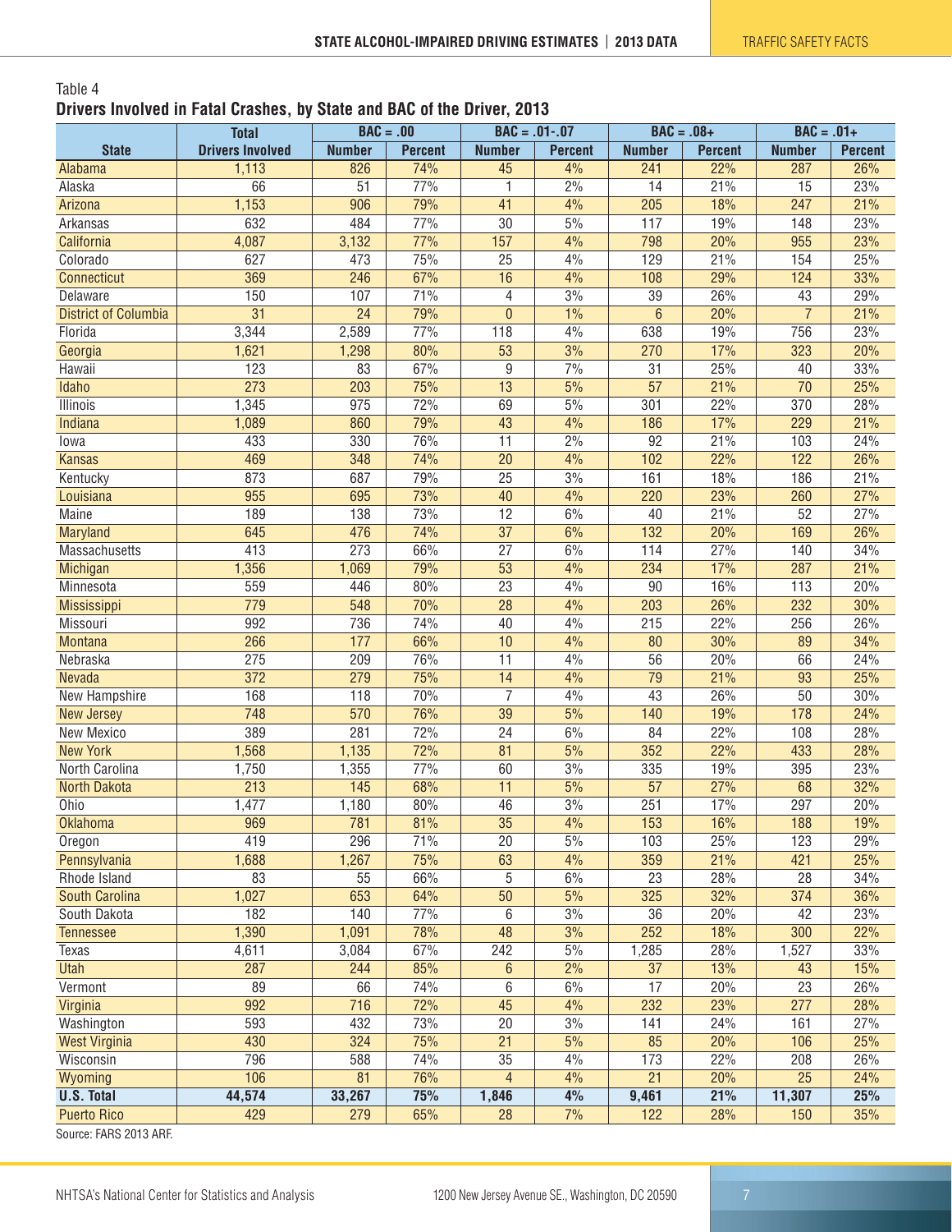Table 4

**Drivers Involved in Fatal Crashes, by State and BAC of the Driver, 2013**

| State | Total Drivers Involved | BAC = .00 | | BAC = .01-.07 | | BAC = .08+ | | BAC = .01+ | |
|---|---|---|---|---|---|---|---|---|---|
| | | Number | Percent | Number | Percent | Number | Percent | Number | Percent |
| Alabama | 1,113 | 826 | 74% | 45 | 4% | 241 | 22% | 287 | 26% |
| Alaska | 66 | 51 | 77% | 1 | 2% | 14 | 21% | 15 | 23% |
| Arizona | 1,153 | 906 | 79% | 41 | 4% | 205 | 18% | 247 | 21% |
| Arkansas | 632 | 484 | 77% | 30 | 5% | 117 | 19% | 148 | 23% |
| California | 4,087 | 3,132 | 77% | 157 | 4% | 798 | 20% | 955 | 23% |
| Colorado | 627 | 473 | 75% | 25 | 4% | 129 | 21% | 154 | 25% |
| Connecticut | 369 | 246 | 67% | 16 | 4% | 108 | 29% | 124 | 33% |
| Delaware | 150 | 107 | 71% | 4 | 3% | 39 | 26% | 43 | 29% |
| District of Columbia | 31 | 24 | 79% | 0 | 1% | 6 | 20% | 7 | 21% |
| Florida | 3,344 | 2,589 | 77% | 118 | 4% | 638 | 19% | 756 | 23% |
| Georgia | 1,621 | 1,298 | 80% | 53 | 3% | 270 | 17% | 323 | 20% |
| Hawaii | 123 | 83 | 67% | 9 | 7% | 31 | 25% | 40 | 33% |
| Idaho | 273 | 203 | 75% | 13 | 5% | 57 | 21% | 70 | 25% |
| Illinois | 1,345 | 975 | 72% | 69 | 5% | 301 | 22% | 370 | 28% |
| Indiana | 1,089 | 860 | 79% | 43 | 4% | 186 | 17% | 229 | 21% |
| Iowa | 433 | 330 | 76% | 11 | 2% | 92 | 21% | 103 | 24% |
| Kansas | 469 | 348 | 74% | 20 | 4% | 102 | 22% | 122 | 26% |
| Kentucky | 873 | 687 | 79% | 25 | 3% | 161 | 18% | 186 | 21% |
| Louisiana | 955 | 695 | 73% | 40 | 4% | 220 | 23% | 260 | 27% |
| Maine | 189 | 138 | 73% | 12 | 6% | 40 | 21% | 52 | 27% |
| Maryland | 645 | 476 | 74% | 37 | 6% | 132 | 20% | 169 | 26% |
| Massachusetts | 413 | 273 | 66% | 27 | 6% | 114 | 27% | 140 | 34% |
| Michigan | 1,356 | 1,069 | 79% | 53 | 4% | 234 | 17% | 287 | 21% |
| Minnesota | 559 | 446 | 80% | 23 | 4% | 90 | 16% | 113 | 20% |
| Mississippi | 779 | 548 | 70% | 28 | 4% | 203 | 26% | 232 | 30% |
| Missouri | 992 | 736 | 74% | 40 | 4% | 215 | 22% | 256 | 26% |
| Montana | 266 | 177 | 66% | 10 | 4% | 80 | 30% | 89 | 34% |
| Nebraska | 275 | 209 | 76% | 11 | 4% | 56 | 20% | 66 | 24% |
| Nevada | 372 | 279 | 75% | 14 | 4% | 79 | 21% | 93 | 25% |
| New Hampshire | 168 | 118 | 70% | 7 | 4% | 43 | 26% | 50 | 30% |
| New Jersey | 748 | 570 | 76% | 39 | 5% | 140 | 19% | 178 | 24% |
| New Mexico | 389 | 281 | 72% | 24 | 6% | 84 | 22% | 108 | 28% |
| New York | 1,568 | 1,135 | 72% | 81 | 5% | 352 | 22% | 433 | 28% |
| North Carolina | 1,750 | 1,355 | 77% | 60 | 3% | 335 | 19% | 395 | 23% |
| North Dakota | 213 | 145 | 68% | 11 | 5% | 57 | 27% | 68 | 32% |
| Ohio | 1,477 | 1,180 | 80% | 46 | 3% | 251 | 17% | 297 | 20% |
| Oklahoma | 969 | 781 | 81% | 35 | 4% | 153 | 16% | 188 | 19% |
| Oregon | 419 | 296 | 71% | 20 | 5% | 103 | 25% | 123 | 29% |
| Pennsylvania | 1,688 | 1,267 | 75% | 63 | 4% | 359 | 21% | 421 | 25% |
| Rhode Island | 83 | 55 | 66% | 5 | 6% | 23 | 28% | 28 | 34% |
| South Carolina | 1,027 | 653 | 64% | 50 | 5% | 325 | 32% | 374 | 36% |
| South Dakota | 182 | 140 | 77% | 6 | 3% | 36 | 20% | 42 | 23% |
| Tennessee | 1,390 | 1,091 | 78% | 48 | 3% | 252 | 18% | 300 | 22% |
| Texas | 4,611 | 3,084 | 67% | 242 | 5% | 1,285 | 28% | 1,527 | 33% |
| Utah | 287 | 244 | 85% | 6 | 2% | 37 | 13% | 43 | 15% |
| Vermont | 89 | 66 | 74% | 6 | 6% | 17 | 20% | 23 | 26% |
| Virginia | 992 | 716 | 72% | 45 | 4% | 232 | 23% | 277 | 28% |
| Washington | 593 | 432 | 73% | 20 | 3% | 141 | 24% | 161 | 27% |
| West Virginia | 430 | 324 | 75% | 21 | 5% | 85 | 20% | 106 | 25% |
| Wisconsin | 796 | 588 | 74% | 35 | 4% | 173 | 22% | 208 | 26% |
| Wyoming | 106 | 81 | 76% | 4 | 4% | 21 | 20% | 25 | 24% |
| **U.S. Total** | **44,574** | **33,267** | **75%** | **1,846** | **4%** | **9,461** | **21%** | **11,307** | **25%** |
| Puerto Rico | 429 | 279 | 65% | 28 | 7% | 122 | 28% | 150 | 35% |

Source: FARS 2013 ARF.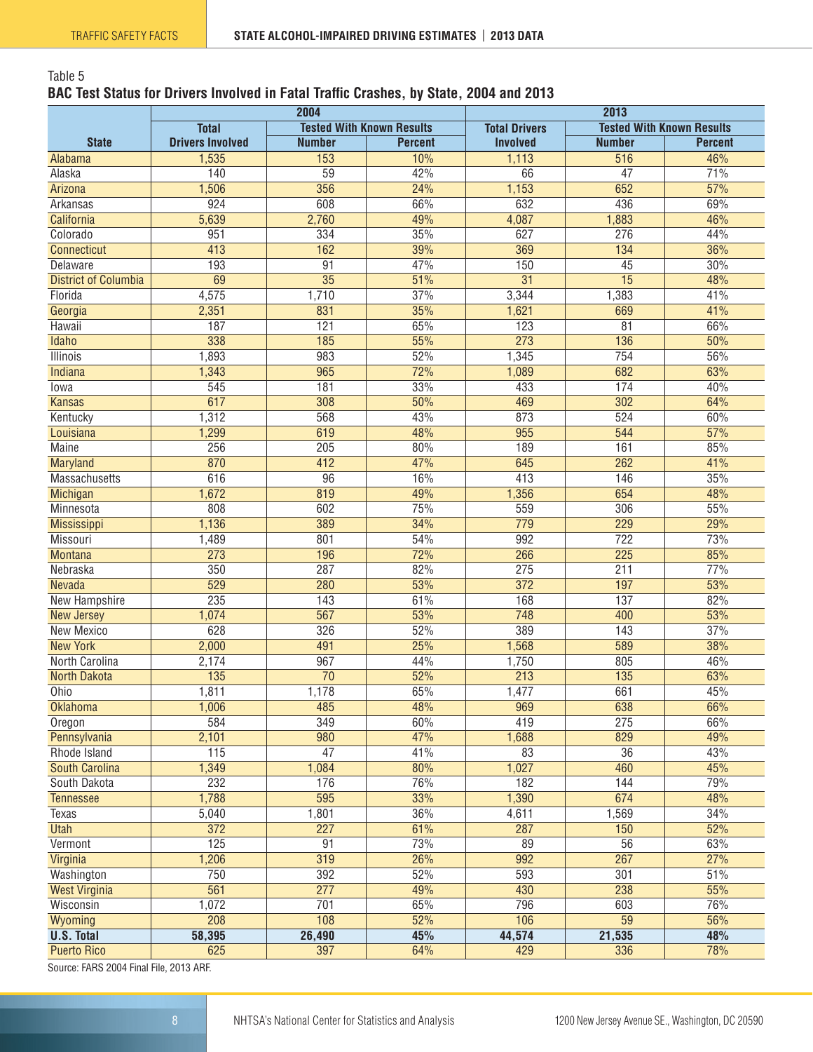Table 5

**BAC Test Status for Drivers Involved in Fatal Traffic Crashes, by State, 2004 and 2013**

| | 2004 | | | 2013 | | |
|---|---|---|---|---|---|---|
| | Total | Tested With Known Results | | Total Drivers | Tested With Known Results | |
| State | Drivers Involved | Number | Percent | Involved | Number | Percent |
| Alabama | 1,535 | 153 | 10% | 1,113 | 516 | 46% |
| Alaska | 140 | 59 | 42% | 66 | 47 | 71% |
| Arizona | 1,506 | 356 | 24% | 1,153 | 652 | 57% |
| Arkansas | 924 | 608 | 66% | 632 | 436 | 69% |
| California | 5,639 | 2,760 | 49% | 4,087 | 1,883 | 46% |
| Colorado | 951 | 334 | 35% | 627 | 276 | 44% |
| Connecticut | 413 | 162 | 39% | 369 | 134 | 36% |
| Delaware | 193 | 91 | 47% | 150 | 45 | 30% |
| District of Columbia | 69 | 35 | 51% | 31 | 15 | 48% |
| Florida | 4,575 | 1,710 | 37% | 3,344 | 1,383 | 41% |
| Georgia | 2,351 | 831 | 35% | 1,621 | 669 | 41% |
| Hawaii | 187 | 121 | 65% | 123 | 81 | 66% |
| Idaho | 338 | 185 | 55% | 273 | 136 | 50% |
| Illinois | 1,893 | 983 | 52% | 1,345 | 754 | 56% |
| Indiana | 1,343 | 965 | 72% | 1,089 | 682 | 63% |
| Iowa | 545 | 181 | 33% | 433 | 174 | 40% |
| Kansas | 617 | 308 | 50% | 469 | 302 | 64% |
| Kentucky | 1,312 | 568 | 43% | 873 | 524 | 60% |
| Louisiana | 1,299 | 619 | 48% | 955 | 544 | 57% |
| Maine | 256 | 205 | 80% | 189 | 161 | 85% |
| Maryland | 870 | 412 | 47% | 645 | 262 | 41% |
| Massachusetts | 616 | 96 | 16% | 413 | 146 | 35% |
| Michigan | 1,672 | 819 | 49% | 1,356 | 654 | 48% |
| Minnesota | 808 | 602 | 75% | 559 | 306 | 55% |
| Mississippi | 1,136 | 389 | 34% | 779 | 229 | 29% |
| Missouri | 1,489 | 801 | 54% | 992 | 722 | 73% |
| Montana | 273 | 196 | 72% | 266 | 225 | 85% |
| Nebraska | 350 | 287 | 82% | 275 | 211 | 77% |
| Nevada | 529 | 280 | 53% | 372 | 197 | 53% |
| New Hampshire | 235 | 143 | 61% | 168 | 137 | 82% |
| New Jersey | 1,074 | 567 | 53% | 748 | 400 | 53% |
| New Mexico | 628 | 326 | 52% | 389 | 143 | 37% |
| New York | 2,000 | 491 | 25% | 1,568 | 589 | 38% |
| North Carolina | 2,174 | 967 | 44% | 1,750 | 805 | 46% |
| North Dakota | 135 | 70 | 52% | 213 | 135 | 63% |
| Ohio | 1,811 | 1,178 | 65% | 1,477 | 661 | 45% |
| Oklahoma | 1,006 | 485 | 48% | 969 | 638 | 66% |
| Oregon | 584 | 349 | 60% | 419 | 275 | 66% |
| Pennsylvania | 2,101 | 980 | 47% | 1,688 | 829 | 49% |
| Rhode Island | 115 | 47 | 41% | 83 | 36 | 43% |
| South Carolina | 1,349 | 1,084 | 80% | 1,027 | 460 | 45% |
| South Dakota | 232 | 176 | 76% | 182 | 144 | 79% |
| Tennessee | 1,788 | 595 | 33% | 1,390 | 674 | 48% |
| Texas | 5,040 | 1,801 | 36% | 4,611 | 1,569 | 34% |
| Utah | 372 | 227 | 61% | 287 | 150 | 52% |
| Vermont | 125 | 91 | 73% | 89 | 56 | 63% |
| Virginia | 1,206 | 319 | 26% | 992 | 267 | 27% |
| Washington | 750 | 392 | 52% | 593 | 301 | 51% |
| West Virginia | 561 | 277 | 49% | 430 | 238 | 55% |
| Wisconsin | 1,072 | 701 | 65% | 796 | 603 | 76% |
| Wyoming | 208 | 108 | 52% | 106 | 59 | 56% |
| **U.S. Total** | **58,395** | **26,490** | **45%** | **44,574** | **21,535** | **48%** |
| Puerto Rico | 625 | 397 | 64% | 429 | 336 | 78% |

Source: FARS 2004 Final File, 2013 ARF.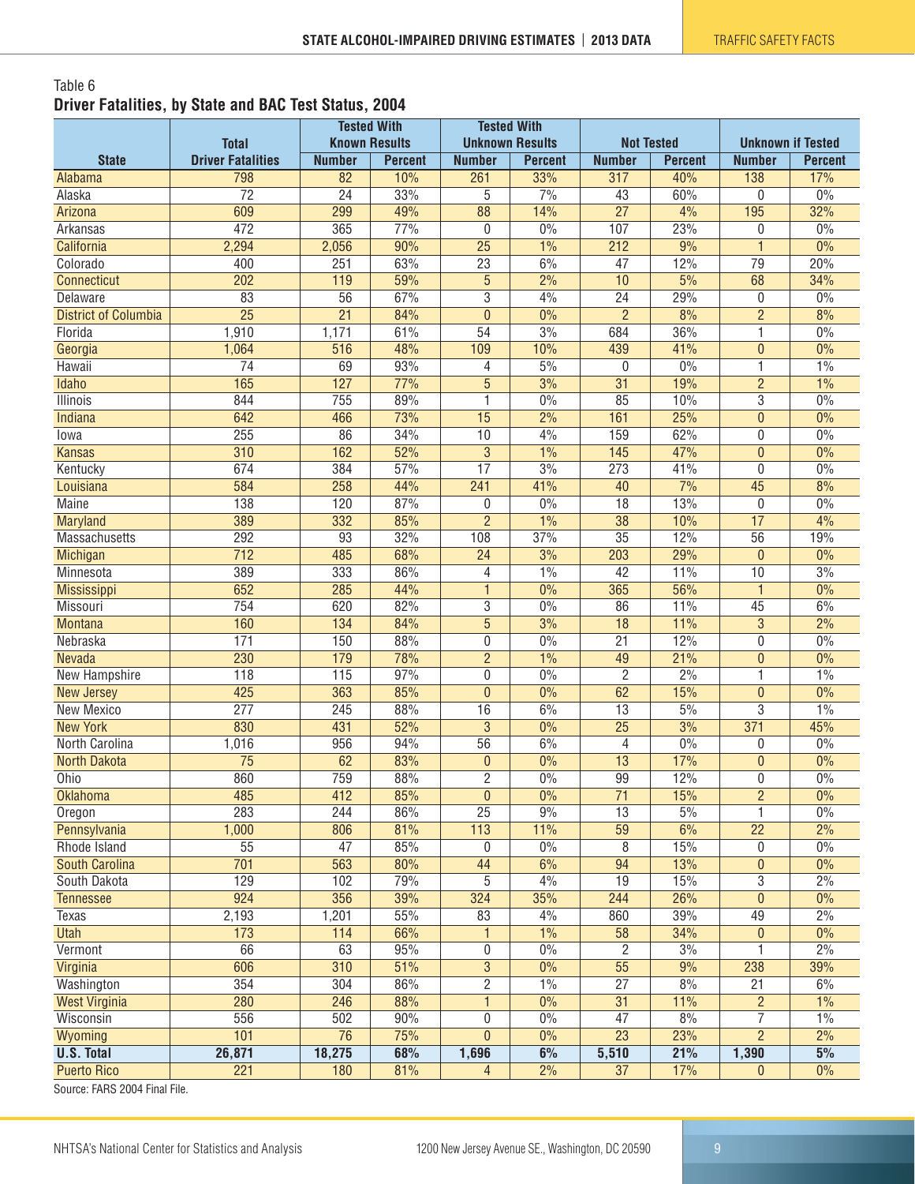Table 6

**Driver Fatalities, by State and BAC Test Status, 2004**

| State | Total Driver Fatalities | Tested With Known Results | | Tested With Unknown Results | | Not Tested | | Unknown if Tested | |
|---|---|---|---|---|---|---|---|---|---|
| | | Number | Percent | Number | Percent | Number | Percent | Number | Percent |
| Alabama | 798 | 82 | 10% | 261 | 33% | 317 | 40% | 138 | 17% |
| Alaska | 72 | 24 | 33% | 5 | 7% | 43 | 60% | 0 | 0% |
| Arizona | 609 | 299 | 49% | 88 | 14% | 27 | 4% | 195 | 32% |
| Arkansas | 472 | 365 | 77% | 0 | 0% | 107 | 23% | 0 | 0% |
| California | 2,294 | 2,056 | 90% | 25 | 1% | 212 | 9% | 1 | 0% |
| Colorado | 400 | 251 | 63% | 23 | 6% | 47 | 12% | 79 | 20% |
| Connecticut | 202 | 119 | 59% | 5 | 2% | 10 | 5% | 68 | 34% |
| Delaware | 83 | 56 | 67% | 3 | 4% | 24 | 29% | 0 | 0% |
| District of Columbia | 25 | 21 | 84% | 0 | 0% | 2 | 8% | 2 | 8% |
| Florida | 1,910 | 1,171 | 61% | 54 | 3% | 684 | 36% | 1 | 0% |
| Georgia | 1,064 | 516 | 48% | 109 | 10% | 439 | 41% | 0 | 0% |
| Hawaii | 74 | 69 | 93% | 4 | 5% | 0 | 0% | 1 | 1% |
| Idaho | 165 | 127 | 77% | 5 | 3% | 31 | 19% | 2 | 1% |
| Illinois | 844 | 755 | 89% | 1 | 0% | 85 | 10% | 3 | 0% |
| Indiana | 642 | 466 | 73% | 15 | 2% | 161 | 25% | 0 | 0% |
| Iowa | 255 | 86 | 34% | 10 | 4% | 159 | 62% | 0 | 0% |
| Kansas | 310 | 162 | 52% | 3 | 1% | 145 | 47% | 0 | 0% |
| Kentucky | 674 | 384 | 57% | 17 | 3% | 273 | 41% | 0 | 0% |
| Louisiana | 584 | 258 | 44% | 241 | 41% | 40 | 7% | 45 | 8% |
| Maine | 138 | 120 | 87% | 0 | 0% | 18 | 13% | 0 | 0% |
| Maryland | 389 | 332 | 85% | 2 | 1% | 38 | 10% | 17 | 4% |
| Massachusetts | 292 | 93 | 32% | 108 | 37% | 35 | 12% | 56 | 19% |
| Michigan | 712 | 485 | 68% | 24 | 3% | 203 | 29% | 0 | 0% |
| Minnesota | 389 | 333 | 86% | 4 | 1% | 42 | 11% | 10 | 3% |
| Mississippi | 652 | 285 | 44% | 1 | 0% | 365 | 56% | 1 | 0% |
| Missouri | 754 | 620 | 82% | 3 | 0% | 86 | 11% | 45 | 6% |
| Montana | 160 | 134 | 84% | 5 | 3% | 18 | 11% | 3 | 2% |
| Nebraska | 171 | 150 | 88% | 0 | 0% | 21 | 12% | 0 | 0% |
| Nevada | 230 | 179 | 78% | 2 | 1% | 49 | 21% | 0 | 0% |
| New Hampshire | 118 | 115 | 97% | 0 | 0% | 2 | 2% | 1 | 1% |
| New Jersey | 425 | 363 | 85% | 0 | 0% | 62 | 15% | 0 | 0% |
| New Mexico | 277 | 245 | 88% | 16 | 6% | 13 | 5% | 3 | 1% |
| New York | 830 | 431 | 52% | 3 | 0% | 25 | 3% | 371 | 45% |
| North Carolina | 1,016 | 956 | 94% | 56 | 6% | 4 | 0% | 0 | 0% |
| North Dakota | 75 | 62 | 83% | 0 | 0% | 13 | 17% | 0 | 0% |
| Ohio | 860 | 759 | 88% | 2 | 0% | 99 | 12% | 0 | 0% |
| Oklahoma | 485 | 412 | 85% | 0 | 0% | 71 | 15% | 2 | 0% |
| Oregon | 283 | 244 | 86% | 25 | 9% | 13 | 5% | 1 | 0% |
| Pennsylvania | 1,000 | 806 | 81% | 113 | 11% | 59 | 6% | 22 | 2% |
| Rhode Island | 55 | 47 | 85% | 0 | 0% | 8 | 15% | 0 | 0% |
| South Carolina | 701 | 563 | 80% | 44 | 6% | 94 | 13% | 0 | 0% |
| South Dakota | 129 | 102 | 79% | 5 | 4% | 19 | 15% | 3 | 2% |
| Tennessee | 924 | 356 | 39% | 324 | 35% | 244 | 26% | 0 | 0% |
| Texas | 2,193 | 1,201 | 55% | 83 | 4% | 860 | 39% | 49 | 2% |
| Utah | 173 | 114 | 66% | 1 | 1% | 58 | 34% | 0 | 0% |
| Vermont | 66 | 63 | 95% | 0 | 0% | 2 | 3% | 1 | 2% |
| Virginia | 606 | 310 | 51% | 3 | 0% | 55 | 9% | 238 | 39% |
| Washington | 354 | 304 | 86% | 2 | 1% | 27 | 8% | 21 | 6% |
| West Virginia | 280 | 246 | 88% | 1 | 0% | 31 | 11% | 2 | 1% |
| Wisconsin | 556 | 502 | 90% | 0 | 0% | 47 | 8% | 7 | 1% |
| Wyoming | 101 | 76 | 75% | 0 | 0% | 23 | 23% | 2 | 2% |
| **U.S. Total** | **26,871** | **18,275** | **68%** | **1,696** | **6%** | **5,510** | **21%** | **1,390** | **5%** |
| Puerto Rico | 221 | 180 | 81% | 4 | 2% | 37 | 17% | 0 | 0% |

Source: FARS 2004 Final File.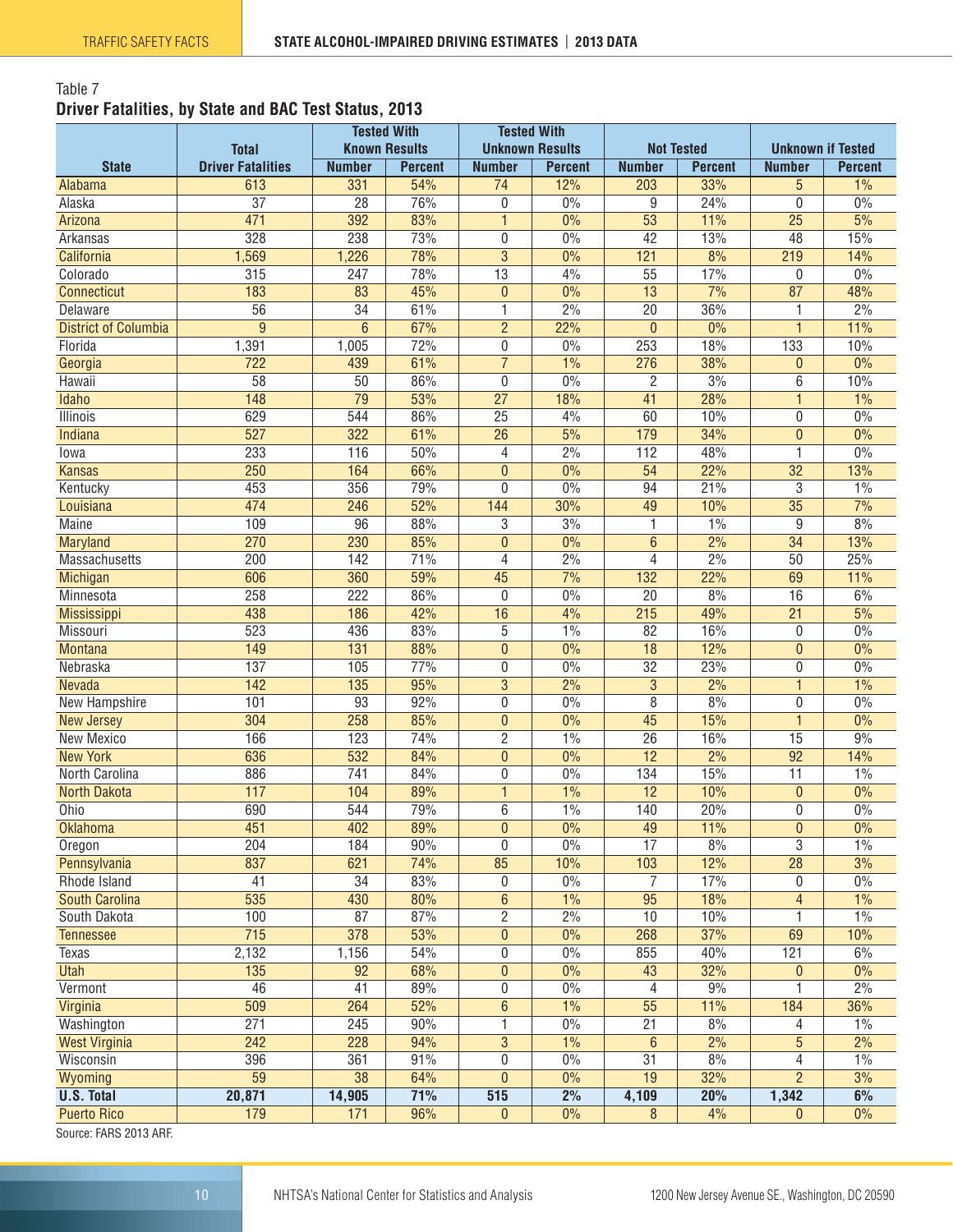Table 7

**Driver Fatalities, by State and BAC Test Status, 2013**

| State | Total Driver Fatalities | Tested With Known Results | | Tested With Unknown Results | | Not Tested | | Unknown if Tested | |
|---|---|---|---|---|---|---|---|---|---|
| | | Number | Percent | Number | Percent | Number | Percent | Number | Percent |
| Alabama | 613 | 331 | 54% | 74 | 12% | 203 | 33% | 5 | 1% |
| Alaska | 37 | 28 | 76% | 0 | 0% | 9 | 24% | 0 | 0% |
| Arizona | 471 | 392 | 83% | 1 | 0% | 53 | 11% | 25 | 5% |
| Arkansas | 328 | 238 | 73% | 0 | 0% | 42 | 13% | 48 | 15% |
| California | 1,569 | 1,226 | 78% | 3 | 0% | 121 | 8% | 219 | 14% |
| Colorado | 315 | 247 | 78% | 13 | 4% | 55 | 17% | 0 | 0% |
| Connecticut | 183 | 83 | 45% | 0 | 0% | 13 | 7% | 87 | 48% |
| Delaware | 56 | 34 | 61% | 1 | 2% | 20 | 36% | 1 | 2% |
| District of Columbia | 9 | 6 | 67% | 2 | 22% | 0 | 0% | 1 | 11% |
| Florida | 1,391 | 1,005 | 72% | 0 | 0% | 253 | 18% | 133 | 10% |
| Georgia | 722 | 439 | 61% | 7 | 1% | 276 | 38% | 0 | 0% |
| Hawaii | 58 | 50 | 86% | 0 | 0% | 2 | 3% | 6 | 10% |
| Idaho | 148 | 79 | 53% | 27 | 18% | 41 | 28% | 1 | 1% |
| Illinois | 629 | 544 | 86% | 25 | 4% | 60 | 10% | 0 | 0% |
| Indiana | 527 | 322 | 61% | 26 | 5% | 179 | 34% | 0 | 0% |
| Iowa | 233 | 116 | 50% | 4 | 2% | 112 | 48% | 1 | 0% |
| Kansas | 250 | 164 | 66% | 0 | 0% | 54 | 22% | 32 | 13% |
| Kentucky | 453 | 356 | 79% | 0 | 0% | 94 | 21% | 3 | 1% |
| Louisiana | 474 | 246 | 52% | 144 | 30% | 49 | 10% | 35 | 7% |
| Maine | 109 | 96 | 88% | 3 | 3% | 1 | 1% | 9 | 8% |
| Maryland | 270 | 230 | 85% | 0 | 0% | 6 | 2% | 34 | 13% |
| Massachusetts | 200 | 142 | 71% | 4 | 2% | 4 | 2% | 50 | 25% |
| Michigan | 606 | 360 | 59% | 45 | 7% | 132 | 22% | 69 | 11% |
| Minnesota | 258 | 222 | 86% | 0 | 0% | 20 | 8% | 16 | 6% |
| Mississippi | 438 | 186 | 42% | 16 | 4% | 215 | 49% | 21 | 5% |
| Missouri | 523 | 436 | 83% | 5 | 1% | 82 | 16% | 0 | 0% |
| Montana | 149 | 131 | 88% | 0 | 0% | 18 | 12% | 0 | 0% |
| Nebraska | 137 | 105 | 77% | 0 | 0% | 32 | 23% | 0 | 0% |
| Nevada | 142 | 135 | 95% | 3 | 2% | 3 | 2% | 1 | 1% |
| New Hampshire | 101 | 93 | 92% | 0 | 0% | 8 | 8% | 0 | 0% |
| New Jersey | 304 | 258 | 85% | 0 | 0% | 45 | 15% | 1 | 0% |
| New Mexico | 166 | 123 | 74% | 2 | 1% | 26 | 16% | 15 | 9% |
| New York | 636 | 532 | 84% | 0 | 0% | 12 | 2% | 92 | 14% |
| North Carolina | 886 | 741 | 84% | 0 | 0% | 134 | 15% | 11 | 1% |
| North Dakota | 117 | 104 | 89% | 1 | 1% | 12 | 10% | 0 | 0% |
| Ohio | 690 | 544 | 79% | 6 | 1% | 140 | 20% | 0 | 0% |
| Oklahoma | 451 | 402 | 89% | 0 | 0% | 49 | 11% | 0 | 0% |
| Oregon | 204 | 184 | 90% | 0 | 0% | 17 | 8% | 3 | 1% |
| Pennsylvania | 837 | 621 | 74% | 85 | 10% | 103 | 12% | 28 | 3% |
| Rhode Island | 41 | 34 | 83% | 0 | 0% | 7 | 17% | 0 | 0% |
| South Carolina | 535 | 430 | 80% | 6 | 1% | 95 | 18% | 4 | 1% |
| South Dakota | 100 | 87 | 87% | 2 | 2% | 10 | 10% | 1 | 1% |
| Tennessee | 715 | 378 | 53% | 0 | 0% | 268 | 37% | 69 | 10% |
| Texas | 2,132 | 1,156 | 54% | 0 | 0% | 855 | 40% | 121 | 6% |
| Utah | 135 | 92 | 68% | 0 | 0% | 43 | 32% | 0 | 0% |
| Vermont | 46 | 41 | 89% | 0 | 0% | 4 | 9% | 1 | 2% |
| Virginia | 509 | 264 | 52% | 6 | 1% | 55 | 11% | 184 | 36% |
| Washington | 271 | 245 | 90% | 1 | 0% | 21 | 8% | 4 | 1% |
| West Virginia | 242 | 228 | 94% | 3 | 1% | 6 | 2% | 5 | 2% |
| Wisconsin | 396 | 361 | 91% | 0 | 0% | 31 | 8% | 4 | 1% |
| Wyoming | 59 | 38 | 64% | 0 | 0% | 19 | 32% | 2 | 3% |
| **U.S. Total** | **20,871** | **14,905** | **71%** | **515** | **2%** | **4,109** | **20%** | **1,342** | **6%** |
| Puerto Rico | 179 | 171 | 96% | 0 | 0% | 8 | 4% | 0 | 0% |

Source: FARS 2013 ARF.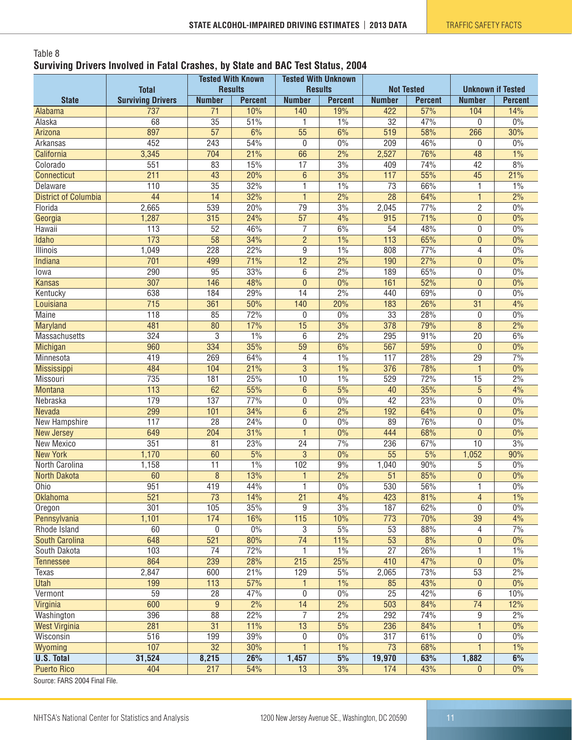Table 8

**Surviving Drivers Involved in Fatal Crashes, by State and BAC Test Status, 2004**

| State | Total Surviving Drivers | Tested With Known Results | | Tested With Unknown Results | | Not Tested | | Unknown if Tested | |
|---|---|---|---|---|---|---|---|---|---|
| | | Number | Percent | Number | Percent | Number | Percent | Number | Percent |
| Alabama | 737 | 71 | 10% | 140 | 19% | 422 | 57% | 104 | 14% |
| Alaska | 68 | 35 | 51% | 1 | 1% | 32 | 47% | 0 | 0% |
| Arizona | 897 | 57 | 6% | 55 | 6% | 519 | 58% | 266 | 30% |
| Arkansas | 452 | 243 | 54% | 0 | 0% | 209 | 46% | 0 | 0% |
| California | 3,345 | 704 | 21% | 66 | 2% | 2,527 | 76% | 48 | 1% |
| Colorado | 551 | 83 | 15% | 17 | 3% | 409 | 74% | 42 | 8% |
| Connecticut | 211 | 43 | 20% | 6 | 3% | 117 | 55% | 45 | 21% |
| Delaware | 110 | 35 | 32% | 1 | 1% | 73 | 66% | 1 | 1% |
| District of Columbia | 44 | 14 | 32% | 1 | 2% | 28 | 64% | 1 | 2% |
| Florida | 2,665 | 539 | 20% | 79 | 3% | 2,045 | 77% | 2 | 0% |
| Georgia | 1,287 | 315 | 24% | 57 | 4% | 915 | 71% | 0 | 0% |
| Hawaii | 113 | 52 | 46% | 7 | 6% | 54 | 48% | 0 | 0% |
| Idaho | 173 | 58 | 34% | 2 | 1% | 113 | 65% | 0 | 0% |
| Illinois | 1,049 | 228 | 22% | 9 | 1% | 808 | 77% | 4 | 0% |
| Indiana | 701 | 499 | 71% | 12 | 2% | 190 | 27% | 0 | 0% |
| Iowa | 290 | 95 | 33% | 6 | 2% | 189 | 65% | 0 | 0% |
| Kansas | 307 | 146 | 48% | 0 | 0% | 161 | 52% | 0 | 0% |
| Kentucky | 638 | 184 | 29% | 14 | 2% | 440 | 69% | 0 | 0% |
| Louisiana | 715 | 361 | 50% | 140 | 20% | 183 | 26% | 31 | 4% |
| Maine | 118 | 85 | 72% | 0 | 0% | 33 | 28% | 0 | 0% |
| Maryland | 481 | 80 | 17% | 15 | 3% | 378 | 79% | 8 | 2% |
| Massachusetts | 324 | 3 | 1% | 6 | 2% | 295 | 91% | 20 | 6% |
| Michigan | 960 | 334 | 35% | 59 | 6% | 567 | 59% | 0 | 0% |
| Minnesota | 419 | 269 | 64% | 4 | 1% | 117 | 28% | 29 | 7% |
| Mississippi | 484 | 104 | 21% | 3 | 1% | 376 | 78% | 1 | 0% |
| Missouri | 735 | 181 | 25% | 10 | 1% | 529 | 72% | 15 | 2% |
| Montana | 113 | 62 | 55% | 6 | 5% | 40 | 35% | 5 | 4% |
| Nebraska | 179 | 137 | 77% | 0 | 0% | 42 | 23% | 0 | 0% |
| Nevada | 299 | 101 | 34% | 6 | 2% | 192 | 64% | 0 | 0% |
| New Hampshire | 117 | 28 | 24% | 0 | 0% | 89 | 76% | 0 | 0% |
| New Jersey | 649 | 204 | 31% | 1 | 0% | 444 | 68% | 0 | 0% |
| New Mexico | 351 | 81 | 23% | 24 | 7% | 236 | 67% | 10 | 3% |
| New York | 1,170 | 60 | 5% | 3 | 0% | 55 | 5% | 1,052 | 90% |
| North Carolina | 1,158 | 11 | 1% | 102 | 9% | 1,040 | 90% | 5 | 0% |
| North Dakota | 60 | 8 | 13% | 1 | 2% | 51 | 85% | 0 | 0% |
| Ohio | 951 | 419 | 44% | 1 | 0% | 530 | 56% | 1 | 0% |
| Oklahoma | 521 | 73 | 14% | 21 | 4% | 423 | 81% | 4 | 1% |
| Oregon | 301 | 105 | 35% | 9 | 3% | 187 | 62% | 0 | 0% |
| Pennsylvania | 1,101 | 174 | 16% | 115 | 10% | 773 | 70% | 39 | 4% |
| Rhode Island | 60 | 0 | 0% | 3 | 5% | 53 | 88% | 4 | 7% |
| South Carolina | 648 | 521 | 80% | 74 | 11% | 53 | 8% | 0 | 0% |
| South Dakota | 103 | 74 | 72% | 1 | 1% | 27 | 26% | 1 | 1% |
| Tennessee | 864 | 239 | 28% | 215 | 25% | 410 | 47% | 0 | 0% |
| Texas | 2,847 | 600 | 21% | 129 | 5% | 2,065 | 73% | 53 | 2% |
| Utah | 199 | 113 | 57% | 1 | 1% | 85 | 43% | 0 | 0% |
| Vermont | 59 | 28 | 47% | 0 | 0% | 25 | 42% | 6 | 10% |
| Virginia | 600 | 9 | 2% | 14 | 2% | 503 | 84% | 74 | 12% |
| Washington | 396 | 88 | 22% | 7 | 2% | 292 | 74% | 9 | 2% |
| West Virginia | 281 | 31 | 11% | 13 | 5% | 236 | 84% | 1 | 0% |
| Wisconsin | 516 | 199 | 39% | 0 | 0% | 317 | 61% | 0 | 0% |
| Wyoming | 107 | 32 | 30% | 1 | 1% | 73 | 68% | 1 | 1% |
| **U.S. Total** | **31,524** | **8,215** | **26%** | **1,457** | **5%** | **19,970** | **63%** | **1,882** | **6%** |
| Puerto Rico | 404 | 217 | 54% | 13 | 3% | 174 | 43% | 0 | 0% |

Source: FARS 2004 Final File.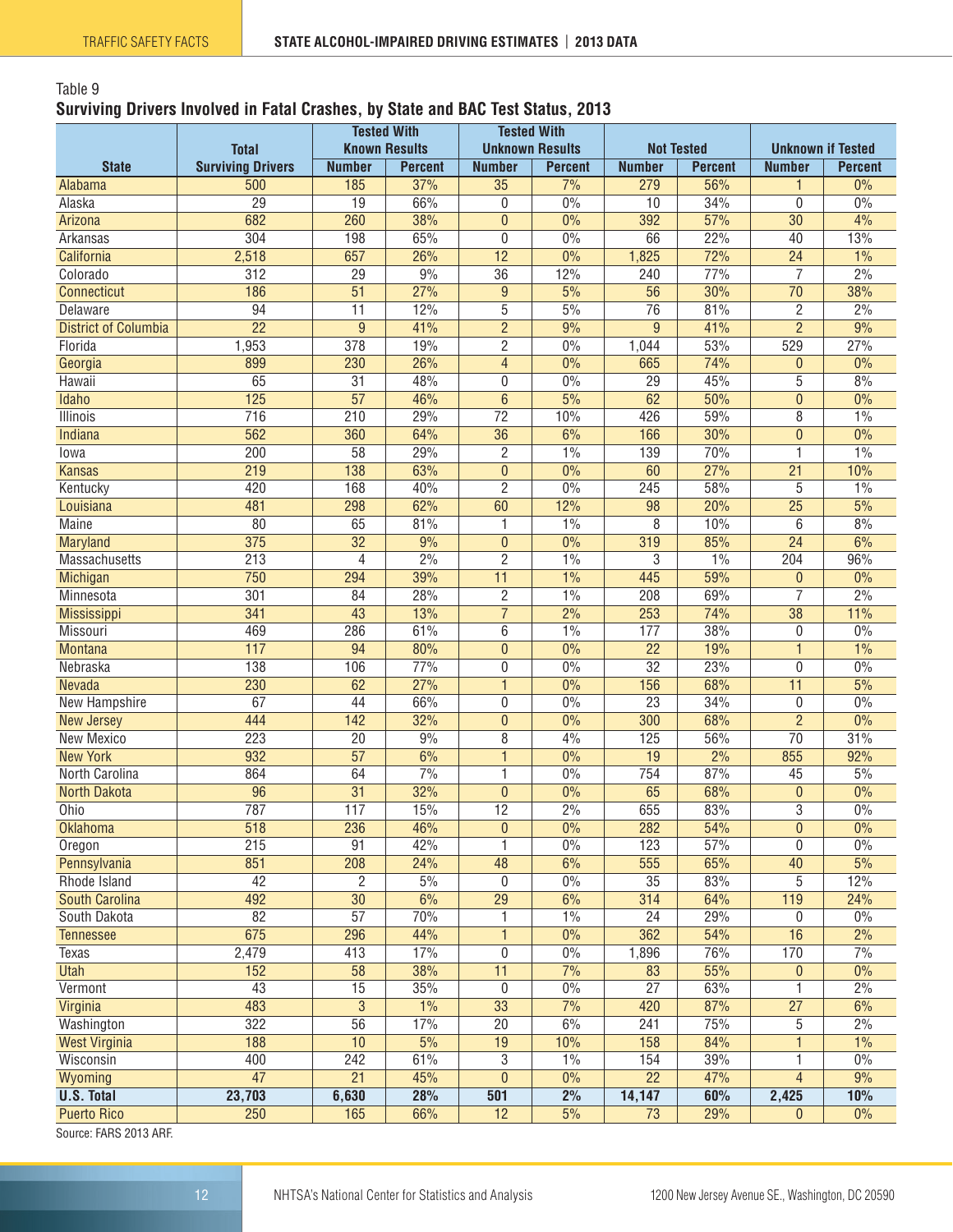Table 9

**Surviving Drivers Involved in Fatal Crashes, by State and BAC Test Status, 2013**

| State | Total Surviving Drivers | Tested With Known Results | | Tested With Unknown Results | | Not Tested | | Unknown if Tested | |
|---|---|---|---|---|---|---|---|---|---|
| | | Number | Percent | Number | Percent | Number | Percent | Number | Percent |
| Alabama | 500 | 185 | 37% | 35 | 7% | 279 | 56% | 1 | 0% |
| Alaska | 29 | 19 | 66% | 0 | 0% | 10 | 34% | 0 | 0% |
| Arizona | 682 | 260 | 38% | 0 | 0% | 392 | 57% | 30 | 4% |
| Arkansas | 304 | 198 | 65% | 0 | 0% | 66 | 22% | 40 | 13% |
| California | 2,518 | 657 | 26% | 12 | 0% | 1,825 | 72% | 24 | 1% |
| Colorado | 312 | 29 | 9% | 36 | 12% | 240 | 77% | 7 | 2% |
| Connecticut | 186 | 51 | 27% | 9 | 5% | 56 | 30% | 70 | 38% |
| Delaware | 94 | 11 | 12% | 5 | 5% | 76 | 81% | 2 | 2% |
| District of Columbia | 22 | 9 | 41% | 2 | 9% | 9 | 41% | 2 | 9% |
| Florida | 1,953 | 378 | 19% | 2 | 0% | 1,044 | 53% | 529 | 27% |
| Georgia | 899 | 230 | 26% | 4 | 0% | 665 | 74% | 0 | 0% |
| Hawaii | 65 | 31 | 48% | 0 | 0% | 29 | 45% | 5 | 8% |
| Idaho | 125 | 57 | 46% | 6 | 5% | 62 | 50% | 0 | 0% |
| Illinois | 716 | 210 | 29% | 72 | 10% | 426 | 59% | 8 | 1% |
| Indiana | 562 | 360 | 64% | 36 | 6% | 166 | 30% | 0 | 0% |
| Iowa | 200 | 58 | 29% | 2 | 1% | 139 | 70% | 1 | 1% |
| Kansas | 219 | 138 | 63% | 0 | 0% | 60 | 27% | 21 | 10% |
| Kentucky | 420 | 168 | 40% | 2 | 0% | 245 | 58% | 5 | 1% |
| Louisiana | 481 | 298 | 62% | 60 | 12% | 98 | 20% | 25 | 5% |
| Maine | 80 | 65 | 81% | 1 | 1% | 8 | 10% | 6 | 8% |
| Maryland | 375 | 32 | 9% | 0 | 0% | 319 | 85% | 24 | 6% |
| Massachusetts | 213 | 4 | 2% | 2 | 1% | 3 | 1% | 204 | 96% |
| Michigan | 750 | 294 | 39% | 11 | 1% | 445 | 59% | 0 | 0% |
| Minnesota | 301 | 84 | 28% | 2 | 1% | 208 | 69% | 7 | 2% |
| Mississippi | 341 | 43 | 13% | 7 | 2% | 253 | 74% | 38 | 11% |
| Missouri | 469 | 286 | 61% | 6 | 1% | 177 | 38% | 0 | 0% |
| Montana | 117 | 94 | 80% | 0 | 0% | 22 | 19% | 1 | 1% |
| Nebraska | 138 | 106 | 77% | 0 | 0% | 32 | 23% | 0 | 0% |
| Nevada | 230 | 62 | 27% | 1 | 0% | 156 | 68% | 11 | 5% |
| New Hampshire | 67 | 44 | 66% | 0 | 0% | 23 | 34% | 0 | 0% |
| New Jersey | 444 | 142 | 32% | 0 | 0% | 300 | 68% | 2 | 0% |
| New Mexico | 223 | 20 | 9% | 8 | 4% | 125 | 56% | 70 | 31% |
| New York | 932 | 57 | 6% | 1 | 0% | 19 | 2% | 855 | 92% |
| North Carolina | 864 | 64 | 7% | 1 | 0% | 754 | 87% | 45 | 5% |
| North Dakota | 96 | 31 | 32% | 0 | 0% | 65 | 68% | 0 | 0% |
| Ohio | 787 | 117 | 15% | 12 | 2% | 655 | 83% | 3 | 0% |
| Oklahoma | 518 | 236 | 46% | 0 | 0% | 282 | 54% | 0 | 0% |
| Oregon | 215 | 91 | 42% | 1 | 0% | 123 | 57% | 0 | 0% |
| Pennsylvania | 851 | 208 | 24% | 48 | 6% | 555 | 65% | 40 | 5% |
| Rhode Island | 42 | 2 | 5% | 0 | 0% | 35 | 83% | 5 | 12% |
| South Carolina | 492 | 30 | 6% | 29 | 6% | 314 | 64% | 119 | 24% |
| South Dakota | 82 | 57 | 70% | 1 | 1% | 24 | 29% | 0 | 0% |
| Tennessee | 675 | 296 | 44% | 1 | 0% | 362 | 54% | 16 | 2% |
| Texas | 2,479 | 413 | 17% | 0 | 0% | 1,896 | 76% | 170 | 7% |
| Utah | 152 | 58 | 38% | 11 | 7% | 83 | 55% | 0 | 0% |
| Vermont | 43 | 15 | 35% | 0 | 0% | 27 | 63% | 1 | 2% |
| Virginia | 483 | 3 | 1% | 33 | 7% | 420 | 87% | 27 | 6% |
| Washington | 322 | 56 | 17% | 20 | 6% | 241 | 75% | 5 | 2% |
| West Virginia | 188 | 10 | 5% | 19 | 10% | 158 | 84% | 1 | 1% |
| Wisconsin | 400 | 242 | 61% | 3 | 1% | 154 | 39% | 1 | 0% |
| Wyoming | 47 | 21 | 45% | 0 | 0% | 22 | 47% | 4 | 9% |
| **U.S. Total** | **23,703** | **6,630** | **28%** | **501** | **2%** | **14,147** | **60%** | **2,425** | **10%** |
| Puerto Rico | 250 | 165 | 66% | 12 | 5% | 73 | 29% | 0 | 0% |

Source: FARS 2013 ARF.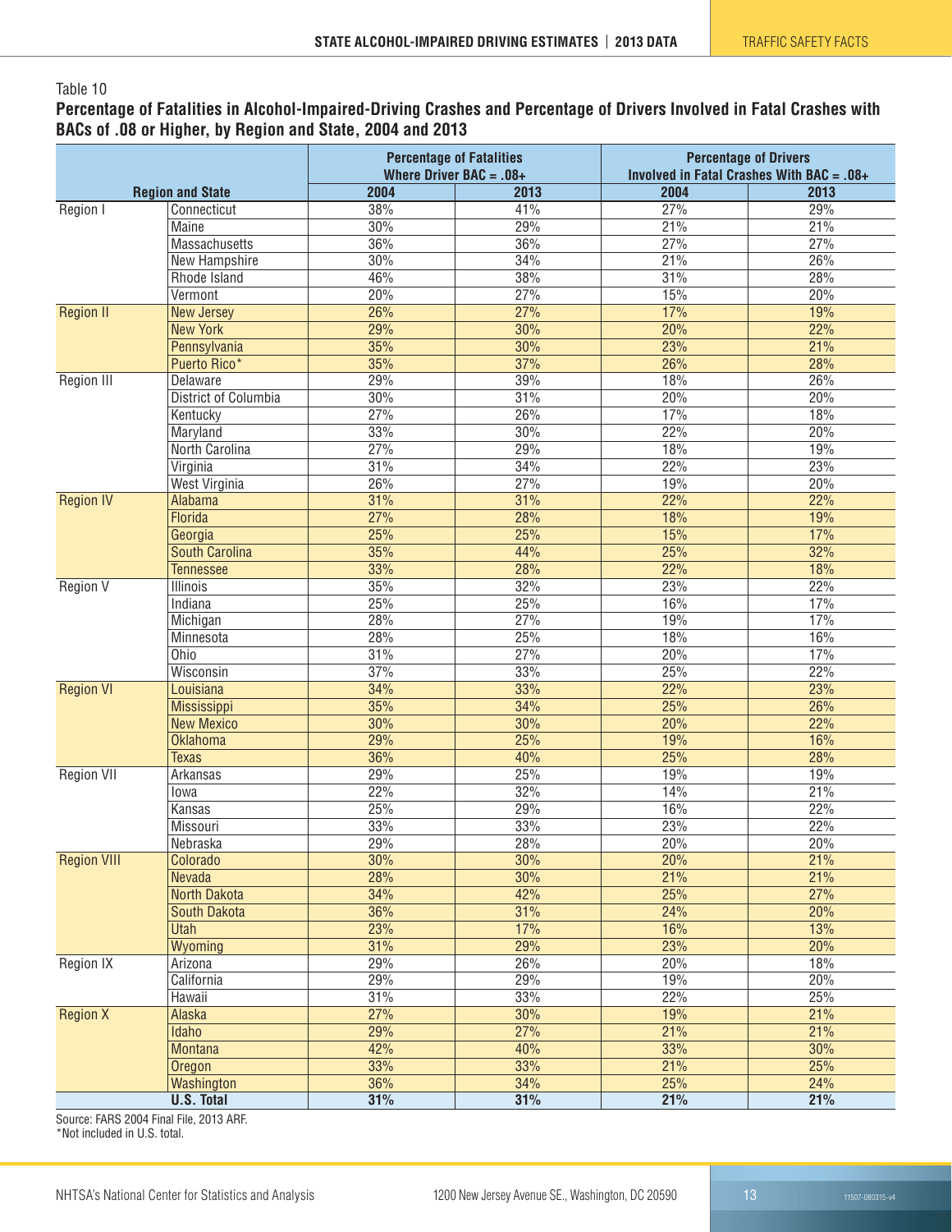Table 10

**Percentage of Fatalities in Alcohol-Impaired-Driving Crashes and Percentage of Drivers Involved in Fatal Crashes with BACs of .08 or Higher, by Region and State, 2004 and 2013**

| Region and State | | Percentage of Fatalities Where Driver BAC = .08+ | | Percentage of Drivers Involved in Fatal Crashes With BAC = .08+ | |
|---|---|---|---|---|---|
| | | 2004 | 2013 | 2004 | 2013 |
| Region I | Connecticut | 38% | 41% | 27% | 29% |
| | Maine | 30% | 29% | 21% | 21% |
| | Massachusetts | 36% | 36% | 27% | 27% |
| | New Hampshire | 30% | 34% | 21% | 26% |
| | Rhode Island | 46% | 38% | 31% | 28% |
| | Vermont | 20% | 27% | 15% | 20% |
| Region II | New Jersey | 26% | 27% | 17% | 19% |
| | New York | 29% | 30% | 20% | 22% |
| | Pennsylvania | 35% | 30% | 23% | 21% |
| | Puerto Rico* | 35% | 37% | 26% | 28% |
| Region III | Delaware | 29% | 39% | 18% | 26% |
| | District of Columbia | 30% | 31% | 20% | 20% |
| | Kentucky | 27% | 26% | 17% | 18% |
| | Maryland | 33% | 30% | 22% | 20% |
| | North Carolina | 27% | 29% | 18% | 19% |
| | Virginia | 31% | 34% | 22% | 23% |
| | West Virginia | 26% | 27% | 19% | 20% |
| Region IV | Alabama | 31% | 31% | 22% | 22% |
| | Florida | 27% | 28% | 18% | 19% |
| | Georgia | 25% | 25% | 15% | 17% |
| | South Carolina | 35% | 44% | 25% | 32% |
| | Tennessee | 33% | 28% | 22% | 18% |
| Region V | Illinois | 35% | 32% | 23% | 22% |
| | Indiana | 25% | 25% | 16% | 17% |
| | Michigan | 28% | 27% | 19% | 17% |
| | Minnesota | 28% | 25% | 18% | 16% |
| | Ohio | 31% | 27% | 20% | 17% |
| | Wisconsin | 37% | 33% | 25% | 22% |
| Region VI | Louisiana | 34% | 33% | 22% | 23% |
| | Mississippi | 35% | 34% | 25% | 26% |
| | New Mexico | 30% | 30% | 20% | 22% |
| | Oklahoma | 29% | 25% | 19% | 16% |
| | Texas | 36% | 40% | 25% | 28% |
| Region VII | Arkansas | 29% | 25% | 19% | 19% |
| | Iowa | 22% | 32% | 14% | 21% |
| | Kansas | 25% | 29% | 16% | 22% |
| | Missouri | 33% | 33% | 23% | 22% |
| | Nebraska | 29% | 28% | 20% | 20% |
| Region VIII | Colorado | 30% | 30% | 20% | 21% |
| | Nevada | 28% | 30% | 21% | 21% |
| | North Dakota | 34% | 42% | 25% | 27% |
| | South Dakota | 36% | 31% | 24% | 20% |
| | Utah | 23% | 17% | 16% | 13% |
| | Wyoming | 31% | 29% | 23% | 20% |
| Region IX | Arizona | 29% | 26% | 20% | 18% |
| | California | 29% | 29% | 19% | 20% |
| | Hawaii | 31% | 33% | 22% | 25% |
| Region X | Alaska | 27% | 30% | 19% | 21% |
| | Idaho | 29% | 27% | 21% | 21% |
| | Montana | 42% | 40% | 33% | 30% |
| | Oregon | 33% | 33% | 21% | 25% |
| | Washington | 36% | 34% | 25% | 24% |
| **U.S. Total** | | **31%** | **31%** | **21%** | **21%** |

Source: FARS 2004 Final File, 2013 ARF.
*Not included in U.S. total.